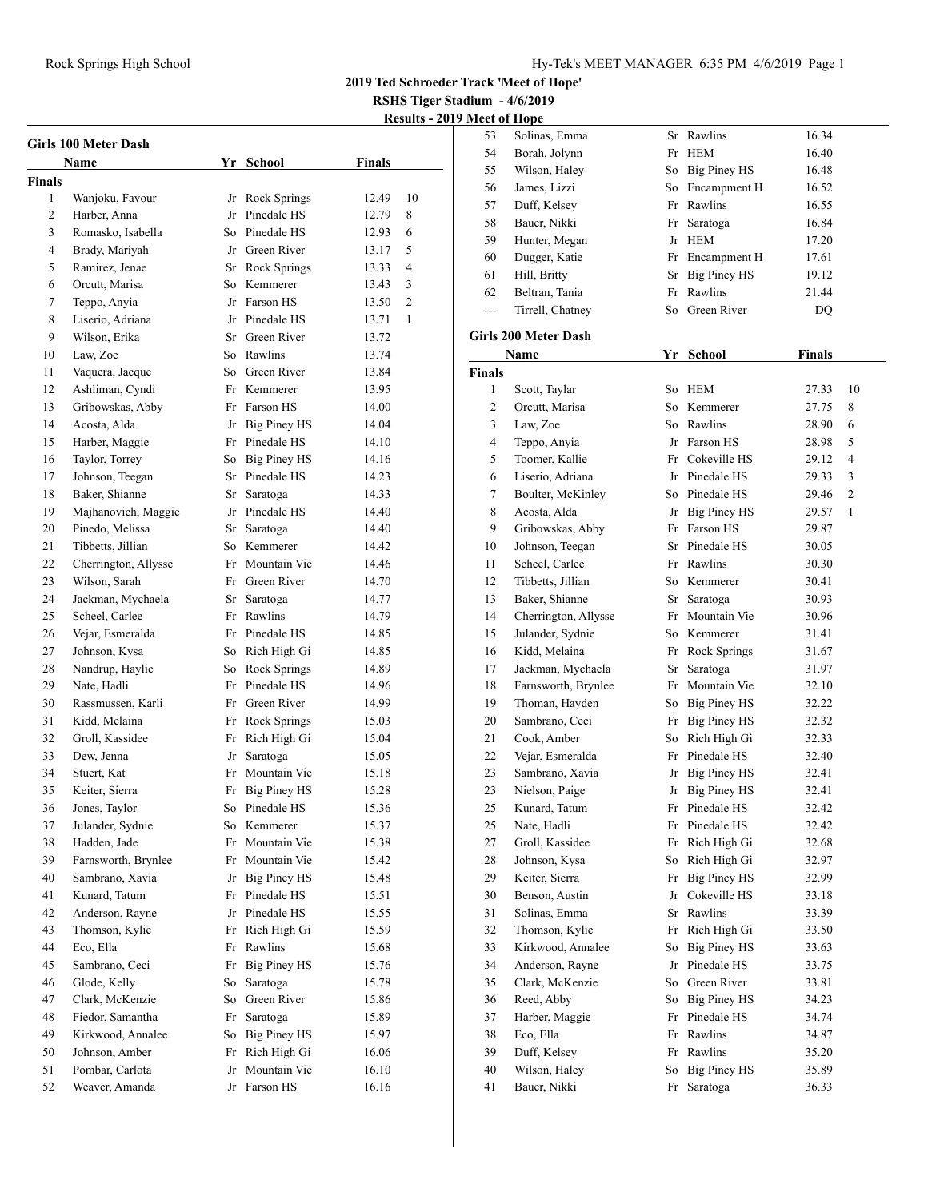**2019 Ted Schroeder Track 'Meet of Hope'**

**RSHS Tiger Stadium - 4/6/2019**

**Results - 2019 Meet of Hope**

### Girls 100 Meter Dash

| | Name | Yr | School | Finals | |
|---|---|---|---|---|---|
| **Finals** | | | | | |
| 1 | Wanjoku, Favour | Jr | Rock Springs | 12.49 | 10 |
| 2 | Harber, Anna | Jr | Pinedale HS | 12.79 | 8 |
| 3 | Romasko, Isabella | So | Pinedale HS | 12.93 | 6 |
| 4 | Brady, Mariyah | Jr | Green River | 13.17 | 5 |
| 5 | Ramirez, Jenae | Sr | Rock Springs | 13.33 | 4 |
| 6 | Orcutt, Marisa | So | Kemmerer | 13.43 | 3 |
| 7 | Teppo, Anyia | Jr | Farson HS | 13.50 | 2 |
| 8 | Liserio, Adriana | Jr | Pinedale HS | 13.71 | 1 |
| 9 | Wilson, Erika | Sr | Green River | 13.72 | |
| 10 | Law, Zoe | So | Rawlins | 13.74 | |
| 11 | Vaquera, Jacque | So | Green River | 13.84 | |
| 12 | Ashliman, Cyndi | Fr | Kemmerer | 13.95 | |
| 13 | Gribowskas, Abby | Fr | Farson HS | 14.00 | |
| 14 | Acosta, Alda | Jr | Big Piney HS | 14.04 | |
| 15 | Harber, Maggie | Fr | Pinedale HS | 14.10 | |
| 16 | Taylor, Torrey | So | Big Piney HS | 14.16 | |
| 17 | Johnson, Teegan | Sr | Pinedale HS | 14.23 | |
| 18 | Baker, Shianne | Sr | Saratoga | 14.33 | |
| 19 | Majhanovich, Maggie | Jr | Pinedale HS | 14.40 | |
| 20 | Pinedo, Melissa | Sr | Saratoga | 14.40 | |
| 21 | Tibbetts, Jillian | So | Kemmerer | 14.42 | |
| 22 | Cherrington, Allysse | Fr | Mountain Vie | 14.46 | |
| 23 | Wilson, Sarah | Fr | Green River | 14.70 | |
| 24 | Jackman, Mychaela | Sr | Saratoga | 14.77 | |
| 25 | Scheel, Carlee | Fr | Rawlins | 14.79 | |
| 26 | Vejar, Esmeralda | Fr | Pinedale HS | 14.85 | |
| 27 | Johnson, Kysa | So | Rich High Gi | 14.85 | |
| 28 | Nandrup, Haylie | So | Rock Springs | 14.89 | |
| 29 | Nate, Hadli | Fr | Pinedale HS | 14.96 | |
| 30 | Rassmussen, Karli | Fr | Green River | 14.99 | |
| 31 | Kidd, Melaina | Fr | Rock Springs | 15.03 | |
| 32 | Groll, Kassidee | Fr | Rich High Gi | 15.04 | |
| 33 | Dew, Jenna | Jr | Saratoga | 15.05 | |
| 34 | Stuert, Kat | Fr | Mountain Vie | 15.18 | |
| 35 | Keiter, Sierra | Fr | Big Piney HS | 15.28 | |
| 36 | Jones, Taylor | So | Pinedale HS | 15.36 | |
| 37 | Julander, Sydnie | So | Kemmerer | 15.37 | |
| 38 | Hadden, Jade | Fr | Mountain Vie | 15.38 | |
| 39 | Farnsworth, Brynlee | Fr | Mountain Vie | 15.42 | |
| 40 | Sambrano, Xavia | Jr | Big Piney HS | 15.48 | |
| 41 | Kunard, Tatum | Fr | Pinedale HS | 15.51 | |
| 42 | Anderson, Rayne | Jr | Pinedale HS | 15.55 | |
| 43 | Thomson, Kylie | Fr | Rich High Gi | 15.59 | |
| 44 | Eco, Ella | Fr | Rawlins | 15.68 | |
| 45 | Sambrano, Ceci | Fr | Big Piney HS | 15.76 | |
| 46 | Glode, Kelly | So | Saratoga | 15.78 | |
| 47 | Clark, McKenzie | So | Green River | 15.86 | |
| 48 | Fiedor, Samantha | Fr | Saratoga | 15.89 | |
| 49 | Kirkwood, Annalee | So | Big Piney HS | 15.97 | |
| 50 | Johnson, Amber | Fr | Rich High Gi | 16.06 | |
| 51 | Pombar, Carlota | Jr | Mountain Vie | 16.10 | |
| 52 | Weaver, Amanda | Jr | Farson HS | 16.16 | |
| 53 | Solinas, Emma | Sr | Rawlins | 16.34 | |
| 54 | Borah, Jolynn | Fr | HEM | 16.40 | |
| 55 | Wilson, Haley | So | Big Piney HS | 16.48 | |
| 56 | James, Lizzi | So | Encampment H | 16.52 | |
| 57 | Duff, Kelsey | Fr | Rawlins | 16.55 | |
| 58 | Bauer, Nikki | Fr | Saratoga | 16.84 | |
| 59 | Hunter, Megan | Jr | HEM | 17.20 | |
| 60 | Dugger, Katie | Fr | Encampment H | 17.61 | |
| 61 | Hill, Britty | Sr | Big Piney HS | 19.12 | |
| 62 | Beltran, Tania | Fr | Rawlins | 21.44 | |
| --- | Tirrell, Chatney | So | Green River | DQ | |

### Girls 200 Meter Dash

| | Name | Yr | School | Finals | |
|---|---|---|---|---|---|
| **Finals** | | | | | |
| 1 | Scott, Taylar | So | HEM | 27.33 | 10 |
| 2 | Orcutt, Marisa | So | Kemmerer | 27.75 | 8 |
| 3 | Law, Zoe | So | Rawlins | 28.90 | 6 |
| 4 | Teppo, Anyia | Jr | Farson HS | 28.98 | 5 |
| 5 | Toomer, Kallie | Fr | Cokeville HS | 29.12 | 4 |
| 6 | Liserio, Adriana | Jr | Pinedale HS | 29.33 | 3 |
| 7 | Boulter, McKinley | So | Pinedale HS | 29.46 | 2 |
| 8 | Acosta, Alda | Jr | Big Piney HS | 29.57 | 1 |
| 9 | Gribowskas, Abby | Fr | Farson HS | 29.87 | |
| 10 | Johnson, Teegan | Sr | Pinedale HS | 30.05 | |
| 11 | Scheel, Carlee | Fr | Rawlins | 30.30 | |
| 12 | Tibbetts, Jillian | So | Kemmerer | 30.41 | |
| 13 | Baker, Shianne | Sr | Saratoga | 30.93 | |
| 14 | Cherrington, Allysse | Fr | Mountain Vie | 30.96 | |
| 15 | Julander, Sydnie | So | Kemmerer | 31.41 | |
| 16 | Kidd, Melaina | Fr | Rock Springs | 31.67 | |
| 17 | Jackman, Mychaela | Sr | Saratoga | 31.97 | |
| 18 | Farnsworth, Brynlee | Fr | Mountain Vie | 32.10 | |
| 19 | Thoman, Hayden | So | Big Piney HS | 32.22 | |
| 20 | Sambrano, Ceci | Fr | Big Piney HS | 32.32 | |
| 21 | Cook, Amber | So | Rich High Gi | 32.33 | |
| 22 | Vejar, Esmeralda | Fr | Pinedale HS | 32.40 | |
| 23 | Sambrano, Xavia | Jr | Big Piney HS | 32.41 | |
| 23 | Nielson, Paige | Jr | Big Piney HS | 32.41 | |
| 25 | Kunard, Tatum | Fr | Pinedale HS | 32.42 | |
| 25 | Nate, Hadli | Fr | Pinedale HS | 32.42 | |
| 27 | Groll, Kassidee | Fr | Rich High Gi | 32.68 | |
| 28 | Johnson, Kysa | So | Rich High Gi | 32.97 | |
| 29 | Keiter, Sierra | Fr | Big Piney HS | 32.99 | |
| 30 | Benson, Austin | Jr | Cokeville HS | 33.18 | |
| 31 | Solinas, Emma | Sr | Rawlins | 33.39 | |
| 32 | Thomson, Kylie | Fr | Rich High Gi | 33.50 | |
| 33 | Kirkwood, Annalee | So | Big Piney HS | 33.63 | |
| 34 | Anderson, Rayne | Jr | Pinedale HS | 33.75 | |
| 35 | Clark, McKenzie | So | Green River | 33.81 | |
| 36 | Reed, Abby | So | Big Piney HS | 34.23 | |
| 37 | Harber, Maggie | Fr | Pinedale HS | 34.74 | |
| 38 | Eco, Ella | Fr | Rawlins | 34.87 | |
| 39 | Duff, Kelsey | Fr | Rawlins | 35.20 | |
| 40 | Wilson, Haley | So | Big Piney HS | 35.89 | |
| 41 | Bauer, Nikki | Fr | Saratoga | 36.33 | |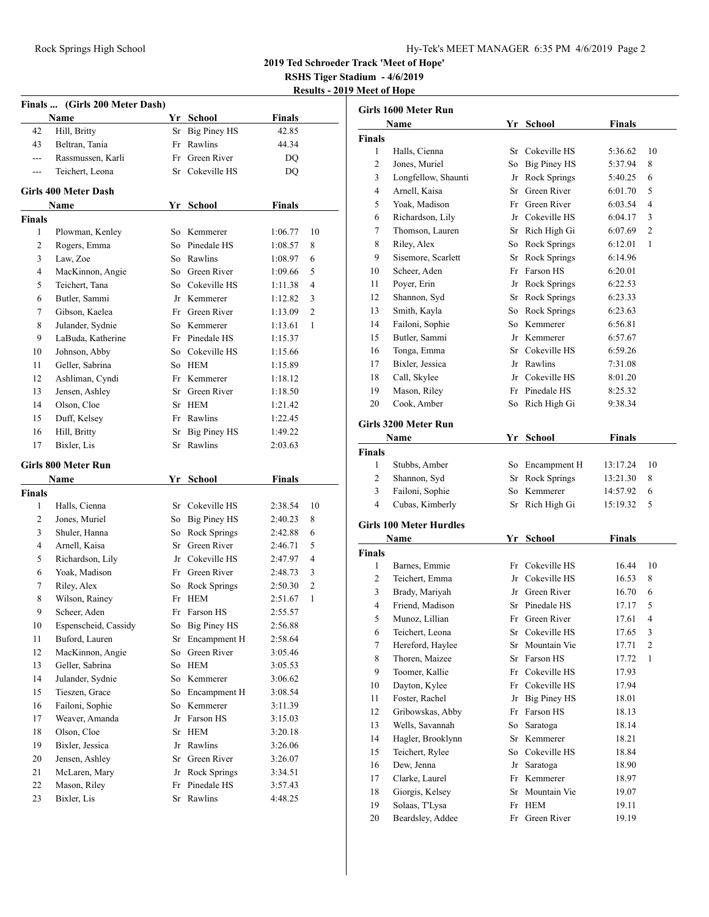## 2019 Ted Schroeder Track 'Meet of Hope'

**RSHS Tiger Stadium - 4/6/2019**

**Results - 2019 Meet of Hope**

### Finals ... (Girls 200 Meter Dash)

| | Name | Yr | School | Finals |
|---|---|---|---|---|
| 42 | Hill, Britty | Sr | Big Piney HS | 42.85 |
| 43 | Beltran, Tania | Fr | Rawlins | 44.34 |
| --- | Rassmussen, Karli | Fr | Green River | DQ |
| --- | Teichert, Leona | Sr | Cokeville HS | DQ |

### Girls 400 Meter Dash

**Finals**

| | Name | Yr | School | Finals | |
|---|---|---|---|---|---|
| 1 | Plowman, Kenley | So | Kemmerer | 1:06.77 | 10 |
| 2 | Rogers, Emma | So | Pinedale HS | 1:08.57 | 8 |
| 3 | Law, Zoe | So | Rawlins | 1:08.97 | 6 |
| 4 | MacKinnon, Angie | So | Green River | 1:09.66 | 5 |
| 5 | Teichert, Tana | So | Cokeville HS | 1:11.38 | 4 |
| 6 | Butler, Sammi | Jr | Kemmerer | 1:12.82 | 3 |
| 7 | Gibson, Kaelea | Fr | Green River | 1:13.09 | 2 |
| 8 | Julander, Sydnie | So | Kemmerer | 1:13.61 | 1 |
| 9 | LaBuda, Katherine | Fr | Pinedale HS | 1:15.37 | |
| 10 | Johnson, Abby | So | Cokeville HS | 1:15.66 | |
| 11 | Geller, Sabrina | So | HEM | 1:15.89 | |
| 12 | Ashliman, Cyndi | Fr | Kemmerer | 1:18.12 | |
| 13 | Jensen, Ashley | Sr | Green River | 1:18.50 | |
| 14 | Olson, Cloe | Sr | HEM | 1:21.42 | |
| 15 | Duff, Kelsey | Fr | Rawlins | 1:22.45 | |
| 16 | Hill, Britty | Sr | Big Piney HS | 1:49.22 | |
| 17 | Bixler, Lis | Sr | Rawlins | 2:03.63 | |

### Girls 800 Meter Run

**Finals**

| | Name | Yr | School | Finals | |
|---|---|---|---|---|---|
| 1 | Halls, Cienna | Sr | Cokeville HS | 2:38.54 | 10 |
| 2 | Jones, Muriel | So | Big Piney HS | 2:40.23 | 8 |
| 3 | Shuler, Hanna | So | Rock Springs | 2:42.88 | 6 |
| 4 | Arnell, Kaisa | Sr | Green River | 2:46.71 | 5 |
| 5 | Richardson, Lily | Jr | Cokeville HS | 2:47.97 | 4 |
| 6 | Yoak, Madison | Fr | Green River | 2:48.73 | 3 |
| 7 | Riley, Alex | So | Rock Springs | 2:50.30 | 2 |
| 8 | Wilson, Rainey | Fr | HEM | 2:51.67 | 1 |
| 9 | Scheer, Aden | Fr | Farson HS | 2:55.57 | |
| 10 | Espenscheid, Cassidy | So | Big Piney HS | 2:56.88 | |
| 11 | Buford, Lauren | Sr | Encampment H | 2:58.64 | |
| 12 | MacKinnon, Angie | So | Green River | 3:05.46 | |
| 13 | Geller, Sabrina | So | HEM | 3:05.53 | |
| 14 | Julander, Sydnie | So | Kemmerer | 3:06.62 | |
| 15 | Tieszen, Grace | So | Encampment H | 3:08.54 | |
| 16 | Failoni, Sophie | So | Kemmerer | 3:11.39 | |
| 17 | Weaver, Amanda | Jr | Farson HS | 3:15.03 | |
| 18 | Olson, Cloe | Sr | HEM | 3:20.18 | |
| 19 | Bixler, Jessica | Jr | Rawlins | 3:26.06 | |
| 20 | Jensen, Ashley | Sr | Green River | 3:26.07 | |
| 21 | McLaren, Mary | Jr | Rock Springs | 3:34.51 | |
| 22 | Mason, Riley | Fr | Pinedale HS | 3:57.43 | |
| 23 | Bixler, Lis | Sr | Rawlins | 4:48.25 | |

### Girls 1600 Meter Run

**Finals**

| | Name | Yr | School | Finals | |
|---|---|---|---|---|---|
| 1 | Halls, Cienna | Sr | Cokeville HS | 5:36.62 | 10 |
| 2 | Jones, Muriel | So | Big Piney HS | 5:37.94 | 8 |
| 3 | Longfellow, Shaunti | Jr | Rock Springs | 5:40.25 | 6 |
| 4 | Arnell, Kaisa | Sr | Green River | 6:01.70 | 5 |
| 5 | Yoak, Madison | Fr | Green River | 6:03.54 | 4 |
| 6 | Richardson, Lily | Jr | Cokeville HS | 6:04.17 | 3 |
| 7 | Thomson, Lauren | Sr | Rich High Gi | 6:07.69 | 2 |
| 8 | Riley, Alex | So | Rock Springs | 6:12.01 | 1 |
| 9 | Sisemore, Scarlett | Sr | Rock Springs | 6:14.96 | |
| 10 | Scheer, Aden | Fr | Farson HS | 6:20.01 | |
| 11 | Poyer, Erin | Jr | Rock Springs | 6:22.53 | |
| 12 | Shannon, Syd | Sr | Rock Springs | 6:23.33 | |
| 13 | Smith, Kayla | So | Rock Springs | 6:23.63 | |
| 14 | Failoni, Sophie | So | Kemmerer | 6:56.81 | |
| 15 | Butler, Sammi | Jr | Kemmerer | 6:57.67 | |
| 16 | Tonga, Emma | Sr | Cokeville HS | 6:59.26 | |
| 17 | Bixler, Jessica | Jr | Rawlins | 7:31.08 | |
| 18 | Call, Skylee | Jr | Cokeville HS | 8:01.20 | |
| 19 | Mason, Riley | Fr | Pinedale HS | 8:25.32 | |
| 20 | Cook, Amber | So | Rich High Gi | 9:38.34 | |

### Girls 3200 Meter Run

**Finals**

| | Name | Yr | School | Finals | |
|---|---|---|---|---|---|
| 1 | Stubbs, Amber | So | Encampment H | 13:17.24 | 10 |
| 2 | Shannon, Syd | Sr | Rock Springs | 13:21.30 | 8 |
| 3 | Failoni, Sophie | So | Kemmerer | 14:57.92 | 6 |
| 4 | Cubas, Kimberly | Sr | Rich High Gi | 15:19.32 | 5 |

### Girls 100 Meter Hurdles

**Finals**

| | Name | Yr | School | Finals | |
|---|---|---|---|---|---|
| 1 | Barnes, Emmie | Fr | Cokeville HS | 16.44 | 10 |
| 2 | Teichert, Emma | Jr | Cokeville HS | 16.53 | 8 |
| 3 | Brady, Mariyah | Jr | Green River | 16.70 | 6 |
| 4 | Friend, Madison | Sr | Pinedale HS | 17.17 | 5 |
| 5 | Munoz, Lillian | Fr | Green River | 17.61 | 4 |
| 6 | Teichert, Leona | Sr | Cokeville HS | 17.65 | 3 |
| 7 | Hereford, Haylee | Sr | Mountain Vie | 17.71 | 2 |
| 8 | Thoren, Maizee | Sr | Farson HS | 17.72 | 1 |
| 9 | Toomer, Kallie | Fr | Cokeville HS | 17.93 | |
| 10 | Dayton, Kylee | Fr | Cokeville HS | 17.94 | |
| 11 | Foster, Rachel | Jr | Big Piney HS | 18.01 | |
| 12 | Gribowskas, Abby | Fr | Farson HS | 18.13 | |
| 13 | Wells, Savannah | So | Saratoga | 18.14 | |
| 14 | Hagler, Brooklynn | Sr | Kemmerer | 18.21 | |
| 15 | Teichert, Rylee | So | Cokeville HS | 18.84 | |
| 16 | Dew, Jenna | Jr | Saratoga | 18.90 | |
| 17 | Clarke, Laurel | Fr | Kemmerer | 18.97 | |
| 18 | Giorgis, Kelsey | Sr | Mountain Vie | 19.07 | |
| 19 | Solaas, T'Lysa | Fr | HEM | 19.11 | |
| 20 | Beardsley, Addee | Fr | Green River | 19.19 | |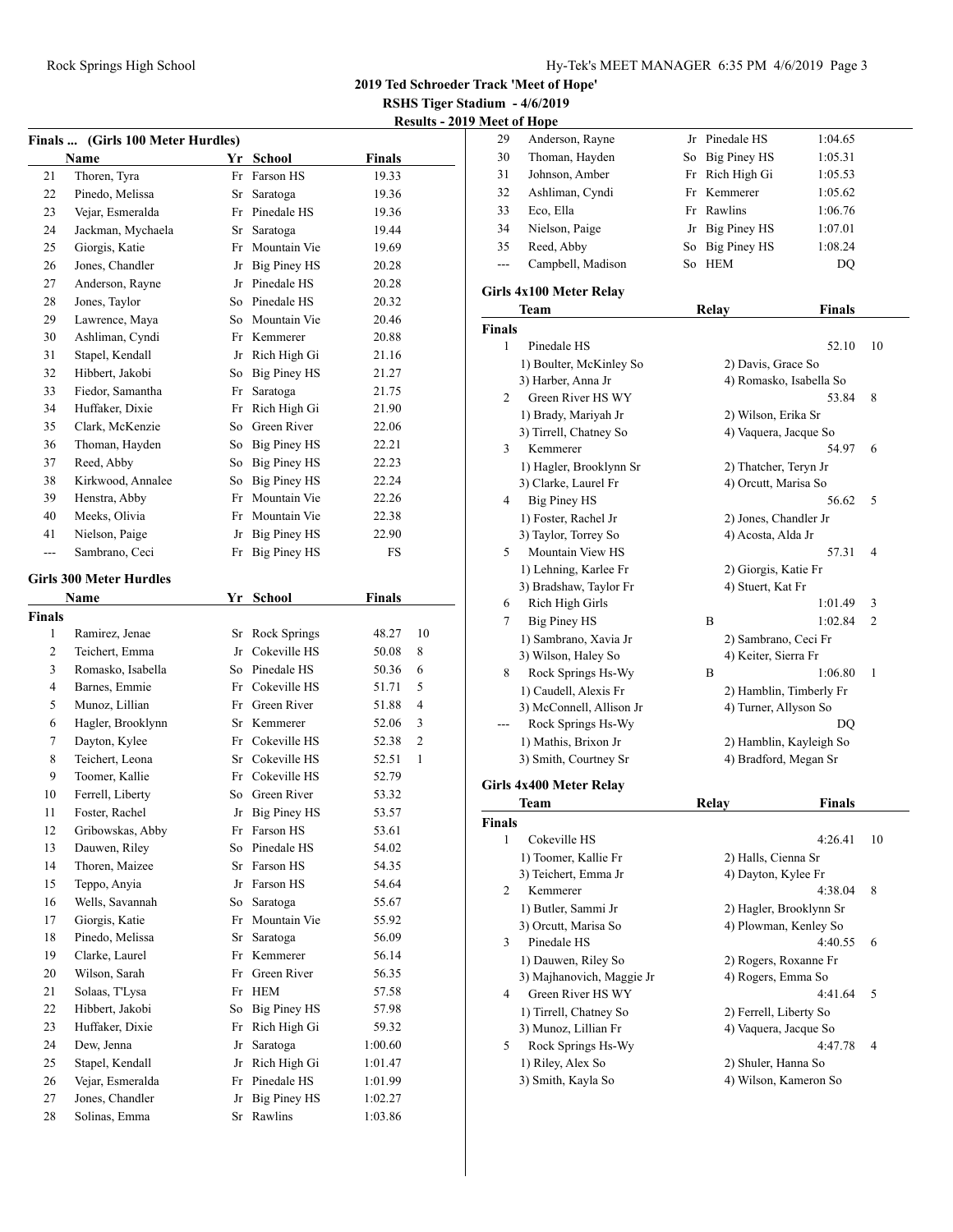## 2019 Ted Schroeder Track 'Meet of Hope'

**RSHS Tiger Stadium - 4/6/2019**

**Results - 2019 Meet of Hope**

### Finals ... (Girls 100 Meter Hurdles)

| | Name | Yr | School | Finals |
|---|---|---|---|---|
| 21 | Thoren, Tyra | Fr | Farson HS | 19.33 |
| 22 | Pinedo, Melissa | Sr | Saratoga | 19.36 |
| 23 | Vejar, Esmeralda | Fr | Pinedale HS | 19.36 |
| 24 | Jackman, Mychaela | Sr | Saratoga | 19.44 |
| 25 | Giorgis, Katie | Fr | Mountain Vie | 19.69 |
| 26 | Jones, Chandler | Jr | Big Piney HS | 20.28 |
| 27 | Anderson, Rayne | Jr | Pinedale HS | 20.28 |
| 28 | Jones, Taylor | So | Pinedale HS | 20.32 |
| 29 | Lawrence, Maya | So | Mountain Vie | 20.46 |
| 30 | Ashliman, Cyndi | Fr | Kemmerer | 20.88 |
| 31 | Stapel, Kendall | Jr | Rich High Gi | 21.16 |
| 32 | Hibbert, Jakobi | So | Big Piney HS | 21.27 |
| 33 | Fiedor, Samantha | Fr | Saratoga | 21.75 |
| 34 | Huffaker, Dixie | Fr | Rich High Gi | 21.90 |
| 35 | Clark, McKenzie | So | Green River | 22.06 |
| 36 | Thoman, Hayden | So | Big Piney HS | 22.21 |
| 37 | Reed, Abby | So | Big Piney HS | 22.23 |
| 38 | Kirkwood, Annalee | So | Big Piney HS | 22.24 |
| 39 | Henstra, Abby | Fr | Mountain Vie | 22.26 |
| 40 | Meeks, Olivia | Fr | Mountain Vie | 22.38 |
| 41 | Nielson, Paige | Jr | Big Piney HS | 22.90 |
| --- | Sambrano, Ceci | Fr | Big Piney HS | FS |

### Girls 300 Meter Hurdles

**Finals**

| | Name | Yr | School | Finals | |
|---|---|---|---|---|---|
| 1 | Ramirez, Jenae | Sr | Rock Springs | 48.27 | 10 |
| 2 | Teichert, Emma | Jr | Cokeville HS | 50.08 | 8 |
| 3 | Romasko, Isabella | So | Pinedale HS | 50.36 | 6 |
| 4 | Barnes, Emmie | Fr | Cokeville HS | 51.71 | 5 |
| 5 | Munoz, Lillian | Fr | Green River | 51.88 | 4 |
| 6 | Hagler, Brooklynn | Sr | Kemmerer | 52.06 | 3 |
| 7 | Dayton, Kylee | Fr | Cokeville HS | 52.38 | 2 |
| 8 | Teichert, Leona | Sr | Cokeville HS | 52.51 | 1 |
| 9 | Toomer, Kallie | Fr | Cokeville HS | 52.79 | |
| 10 | Ferrell, Liberty | So | Green River | 53.32 | |
| 11 | Foster, Rachel | Jr | Big Piney HS | 53.57 | |
| 12 | Gribowskas, Abby | Fr | Farson HS | 53.61 | |
| 13 | Dauwen, Riley | So | Pinedale HS | 54.02 | |
| 14 | Thoren, Maizee | Sr | Farson HS | 54.35 | |
| 15 | Teppo, Anyia | Jr | Farson HS | 54.64 | |
| 16 | Wells, Savannah | So | Saratoga | 55.67 | |
| 17 | Giorgis, Katie | Fr | Mountain Vie | 55.92 | |
| 18 | Pinedo, Melissa | Sr | Saratoga | 56.09 | |
| 19 | Clarke, Laurel | Fr | Kemmerer | 56.14 | |
| 20 | Wilson, Sarah | Fr | Green River | 56.35 | |
| 21 | Solaas, T'Lysa | Fr | HEM | 57.58 | |
| 22 | Hibbert, Jakobi | So | Big Piney HS | 57.98 | |
| 23 | Huffaker, Dixie | Fr | Rich High Gi | 59.32 | |
| 24 | Dew, Jenna | Jr | Saratoga | 1:00.60 | |
| 25 | Stapel, Kendall | Jr | Rich High Gi | 1:01.47 | |
| 26 | Vejar, Esmeralda | Fr | Pinedale HS | 1:01.99 | |
| 27 | Jones, Chandler | Jr | Big Piney HS | 1:02.27 | |
| 28 | Solinas, Emma | Sr | Rawlins | 1:03.86 | |
| 29 | Anderson, Rayne | Jr | Pinedale HS | 1:04.65 | |
| 30 | Thoman, Hayden | So | Big Piney HS | 1:05.31 | |
| 31 | Johnson, Amber | Fr | Rich High Gi | 1:05.53 | |
| 32 | Ashliman, Cyndi | Fr | Kemmerer | 1:05.62 | |
| 33 | Eco, Ella | Fr | Rawlins | 1:06.76 | |
| 34 | Nielson, Paige | Jr | Big Piney HS | 1:07.01 | |
| 35 | Reed, Abby | So | Big Piney HS | 1:08.24 | |
| --- | Campbell, Madison | So | HEM | DQ | |

### Girls 4x100 Meter Relay

**Finals**

| | Team | Relay | Finals | |
|---|---|---|---|---|
| 1 | Pinedale HS | | 52.10 | 10 |
| | 1) Boulter, McKinley So; 2) Davis, Grace So; 3) Harber, Anna Jr; 4) Romasko, Isabella So | | | |
| 2 | Green River HS WY | | 53.84 | 8 |
| | 1) Brady, Mariyah Jr; 2) Wilson, Erika Sr; 3) Tirrell, Chatney So; 4) Vaquera, Jacque So | | | |
| 3 | Kemmerer | | 54.97 | 6 |
| | 1) Hagler, Brooklynn Sr; 2) Thatcher, Teryn Jr; 3) Clarke, Laurel Fr; 4) Orcutt, Marisa So | | | |
| 4 | Big Piney HS | | 56.62 | 5 |
| | 1) Foster, Rachel Jr; 2) Jones, Chandler Jr; 3) Taylor, Torrey So; 4) Acosta, Alda Jr | | | |
| 5 | Mountain View HS | | 57.31 | 4 |
| | 1) Lehning, Karlee Fr; 2) Giorgis, Katie Fr; 3) Bradshaw, Taylor Fr; 4) Stuert, Kat Fr | | | |
| 6 | Rich High Girls | | 1:01.49 | 3 |
| 7 | Big Piney HS | B | 1:02.84 | 2 |
| | 1) Sambrano, Xavia Jr; 2) Sambrano, Ceci Fr; 3) Wilson, Haley So; 4) Keiter, Sierra Fr | | | |
| 8 | Rock Springs Hs-Wy | B | 1:06.80 | 1 |
| | 1) Caudell, Alexis Fr; 2) Hamblin, Timberly Fr; 3) McConnell, Allison Jr; 4) Turner, Allyson So | | | |
| --- | Rock Springs Hs-Wy | | DQ | |
| | 1) Mathis, Brixon Jr; 2) Hamblin, Kayleigh So; 3) Smith, Courtney Sr; 4) Bradford, Megan Sr | | | |

### Girls 4x400 Meter Relay

**Finals**

| | Team | Relay | Finals | |
|---|---|---|---|---|
| 1 | Cokeville HS | | 4:26.41 | 10 |
| | 1) Toomer, Kallie Fr; 2) Halls, Cienna Sr; 3) Teichert, Emma Jr; 4) Dayton, Kylee Fr | | | |
| 2 | Kemmerer | | 4:38.04 | 8 |
| | 1) Butler, Sammi Jr; 2) Hagler, Brooklynn Sr; 3) Orcutt, Marisa So; 4) Plowman, Kenley So | | | |
| 3 | Pinedale HS | | 4:40.55 | 6 |
| | 1) Dauwen, Riley So; 2) Rogers, Roxanne Fr; 3) Majhanovich, Maggie Jr; 4) Rogers, Emma So | | | |
| 4 | Green River HS WY | | 4:41.64 | 5 |
| | 1) Tirrell, Chatney So; 2) Ferrell, Liberty So; 3) Munoz, Lillian Fr; 4) Vaquera, Jacque So | | | |
| 5 | Rock Springs Hs-Wy | | 4:47.78 | 4 |
| | 1) Riley, Alex So; 2) Shuler, Hanna So; 3) Smith, Kayla So; 4) Wilson, Kameron So | | | |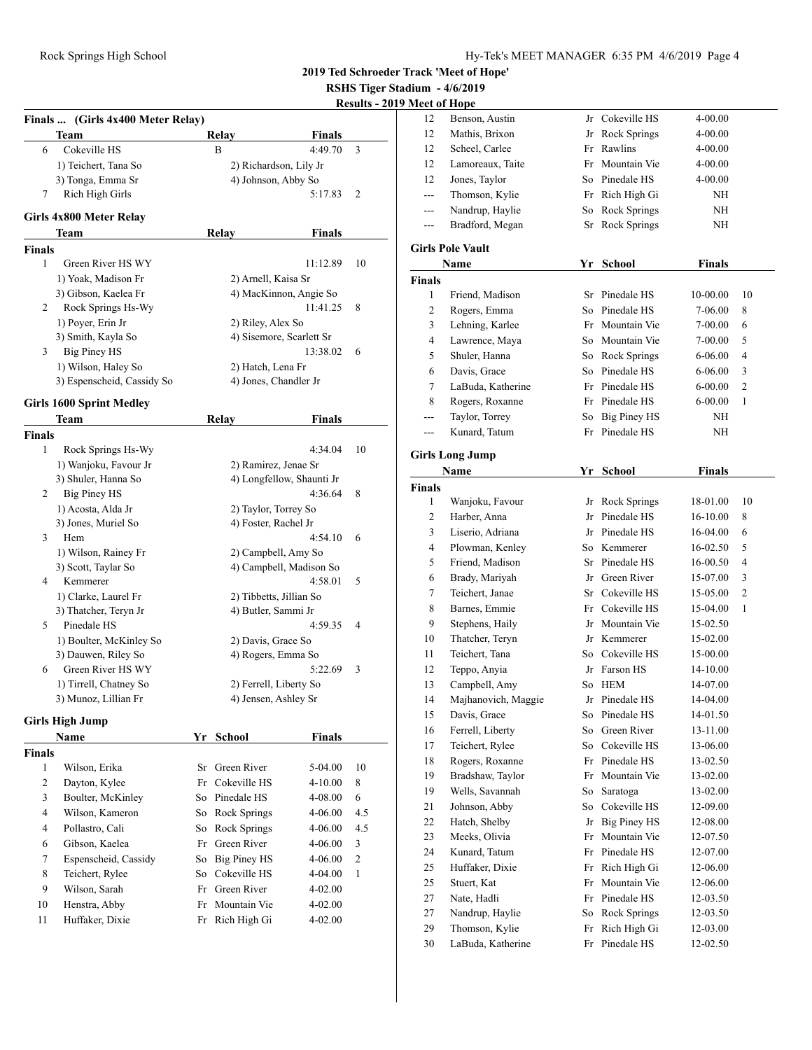# 2019 Ted Schroeder Track 'Meet of Hope'

**RSHS Tiger Stadium - 4/6/2019**

**Results - 2019 Meet of Hope**

## Finals ... (Girls 4x400 Meter Relay)

| | Team | Relay | Finals | |
|---|---|---|---|---|
| 6 | Cokeville HS | B | 4:49.70 | 3 |
| | 1) Teichert, Tana So | 2) Richardson, Lily Jr | | |
| | 3) Tonga, Emma Sr | 4) Johnson, Abby So | | |
| 7 | Rich High Girls | | 5:17.83 | 2 |

## Girls 4x800 Meter Relay

| | Team | Relay | Finals | |
|---|---|---|---|---|
| **Finals** | | | | |
| 1 | Green River HS WY | | 11:12.89 | 10 |
| | 1) Yoak, Madison Fr | 2) Arnell, Kaisa Sr | | |
| | 3) Gibson, Kaelea Fr | 4) MacKinnon, Angie So | | |
| 2 | Rock Springs Hs-Wy | | 11:41.25 | 8 |
| | 1) Poyer, Erin Jr | 2) Riley, Alex So | | |
| | 3) Smith, Kayla So | 4) Sisemore, Scarlett Sr | | |
| 3 | Big Piney HS | | 13:38.02 | 6 |
| | 1) Wilson, Haley So | 2) Hatch, Lena Fr | | |
| | 3) Espenscheid, Cassidy So | 4) Jones, Chandler Jr | | |

## Girls 1600 Sprint Medley

| | Team | Relay | Finals | |
|---|---|---|---|---|
| **Finals** | | | | |
| 1 | Rock Springs Hs-Wy | | 4:34.04 | 10 |
| | 1) Wanjoku, Favour Jr | 2) Ramirez, Jenae Sr | | |
| | 3) Shuler, Hanna So | 4) Longfellow, Shaunti Jr | | |
| 2 | Big Piney HS | | 4:36.64 | 8 |
| | 1) Acosta, Alda Jr | 2) Taylor, Torrey So | | |
| | 3) Jones, Muriel So | 4) Foster, Rachel Jr | | |
| 3 | Hem | | 4:54.10 | 6 |
| | 1) Wilson, Rainey Fr | 2) Campbell, Amy So | | |
| | 3) Scott, Taylar So | 4) Campbell, Madison So | | |
| 4 | Kemmerer | | 4:58.01 | 5 |
| | 1) Clarke, Laurel Fr | 2) Tibbetts, Jillian So | | |
| | 3) Thatcher, Teryn Jr | 4) Butler, Sammi Jr | | |
| 5 | Pinedale HS | | 4:59.35 | 4 |
| | 1) Boulter, McKinley So | 2) Davis, Grace So | | |
| | 3) Dauwen, Riley So | 4) Rogers, Emma So | | |
| 6 | Green River HS WY | | 5:22.69 | 3 |
| | 1) Tirrell, Chatney So | 2) Ferrell, Liberty So | | |
| | 3) Munoz, Lillian Fr | 4) Jensen, Ashley Sr | | |

## Girls High Jump

| | Name | Yr | School | Finals | |
|---|---|---|---|---|---|
| **Finals** | | | | | |
| 1 | Wilson, Erika | Sr | Green River | 5-04.00 | 10 |
| 2 | Dayton, Kylee | Fr | Cokeville HS | 4-10.00 | 8 |
| 3 | Boulter, McKinley | So | Pinedale HS | 4-08.00 | 6 |
| 4 | Wilson, Kameron | So | Rock Springs | 4-06.00 | 4.5 |
| 4 | Pollastro, Cali | So | Rock Springs | 4-06.00 | 4.5 |
| 6 | Gibson, Kaelea | Fr | Green River | 4-06.00 | 3 |
| 7 | Espenscheid, Cassidy | So | Big Piney HS | 4-06.00 | 2 |
| 8 | Teichert, Rylee | So | Cokeville HS | 4-04.00 | 1 |
| 9 | Wilson, Sarah | Fr | Green River | 4-02.00 | |
| 10 | Henstra, Abby | Fr | Mountain Vie | 4-02.00 | |
| 11 | Huffaker, Dixie | Fr | Rich High Gi | 4-02.00 | |
| 12 | Benson, Austin | Jr | Cokeville HS | 4-00.00 | |
| 12 | Mathis, Brixon | Jr | Rock Springs | 4-00.00 | |
| 12 | Scheel, Carlee | Fr | Rawlins | 4-00.00 | |
| 12 | Lamoreaux, Taite | Fr | Mountain Vie | 4-00.00 | |
| 12 | Jones, Taylor | So | Pinedale HS | 4-00.00 | |
| --- | Thomson, Kylie | Fr | Rich High Gi | NH | |
| --- | Nandrup, Haylie | So | Rock Springs | NH | |
| --- | Bradford, Megan | Sr | Rock Springs | NH | |

## Girls Pole Vault

| | Name | Yr | School | Finals | |
|---|---|---|---|---|---|
| **Finals** | | | | | |
| 1 | Friend, Madison | Sr | Pinedale HS | 10-00.00 | 10 |
| 2 | Rogers, Emma | So | Pinedale HS | 7-06.00 | 8 |
| 3 | Lehning, Karlee | Fr | Mountain Vie | 7-00.00 | 6 |
| 4 | Lawrence, Maya | So | Mountain Vie | 7-00.00 | 5 |
| 5 | Shuler, Hanna | So | Rock Springs | 6-06.00 | 4 |
| 6 | Davis, Grace | So | Pinedale HS | 6-06.00 | 3 |
| 7 | LaBuda, Katherine | Fr | Pinedale HS | 6-00.00 | 2 |
| 8 | Rogers, Roxanne | Fr | Pinedale HS | 6-00.00 | 1 |
| --- | Taylor, Torrey | So | Big Piney HS | NH | |
| --- | Kunard, Tatum | Fr | Pinedale HS | NH | |

## Girls Long Jump

| | Name | Yr | School | Finals | |
|---|---|---|---|---|---|
| **Finals** | | | | | |
| 1 | Wanjoku, Favour | Jr | Rock Springs | 18-01.00 | 10 |
| 2 | Harber, Anna | Jr | Pinedale HS | 16-10.00 | 8 |
| 3 | Liserio, Adriana | Jr | Pinedale HS | 16-04.00 | 6 |
| 4 | Plowman, Kenley | So | Kemmerer | 16-02.50 | 5 |
| 5 | Friend, Madison | Sr | Pinedale HS | 16-00.50 | 4 |
| 6 | Brady, Mariyah | Jr | Green River | 15-07.00 | 3 |
| 7 | Teichert, Janae | Sr | Cokeville HS | 15-05.00 | 2 |
| 8 | Barnes, Emmie | Fr | Cokeville HS | 15-04.00 | 1 |
| 9 | Stephens, Haily | Jr | Mountain Vie | 15-02.50 | |
| 10 | Thatcher, Teryn | Jr | Kemmerer | 15-02.00 | |
| 11 | Teichert, Tana | So | Cokeville HS | 15-00.00 | |
| 12 | Teppo, Anyia | Jr | Farson HS | 14-10.00 | |
| 13 | Campbell, Amy | So | HEM | 14-07.00 | |
| 14 | Majhanovich, Maggie | Jr | Pinedale HS | 14-04.00 | |
| 15 | Davis, Grace | So | Pinedale HS | 14-01.50 | |
| 16 | Ferrell, Liberty | So | Green River | 13-11.00 | |
| 17 | Teichert, Rylee | So | Cokeville HS | 13-06.00 | |
| 18 | Rogers, Roxanne | Fr | Pinedale HS | 13-02.50 | |
| 19 | Bradshaw, Taylor | Fr | Mountain Vie | 13-02.00 | |
| 19 | Wells, Savannah | So | Saratoga | 13-02.00 | |
| 21 | Johnson, Abby | So | Cokeville HS | 12-09.00 | |
| 22 | Hatch, Shelby | Jr | Big Piney HS | 12-08.00 | |
| 23 | Meeks, Olivia | Fr | Mountain Vie | 12-07.50 | |
| 24 | Kunard, Tatum | Fr | Pinedale HS | 12-07.00 | |
| 25 | Huffaker, Dixie | Fr | Rich High Gi | 12-06.00 | |
| 25 | Stuert, Kat | Fr | Mountain Vie | 12-06.00 | |
| 27 | Nate, Hadli | Fr | Pinedale HS | 12-03.50 | |
| 27 | Nandrup, Haylie | So | Rock Springs | 12-03.50 | |
| 29 | Thomson, Kylie | Fr | Rich High Gi | 12-03.00 | |
| 30 | LaBuda, Katherine | Fr | Pinedale HS | 12-02.50 | |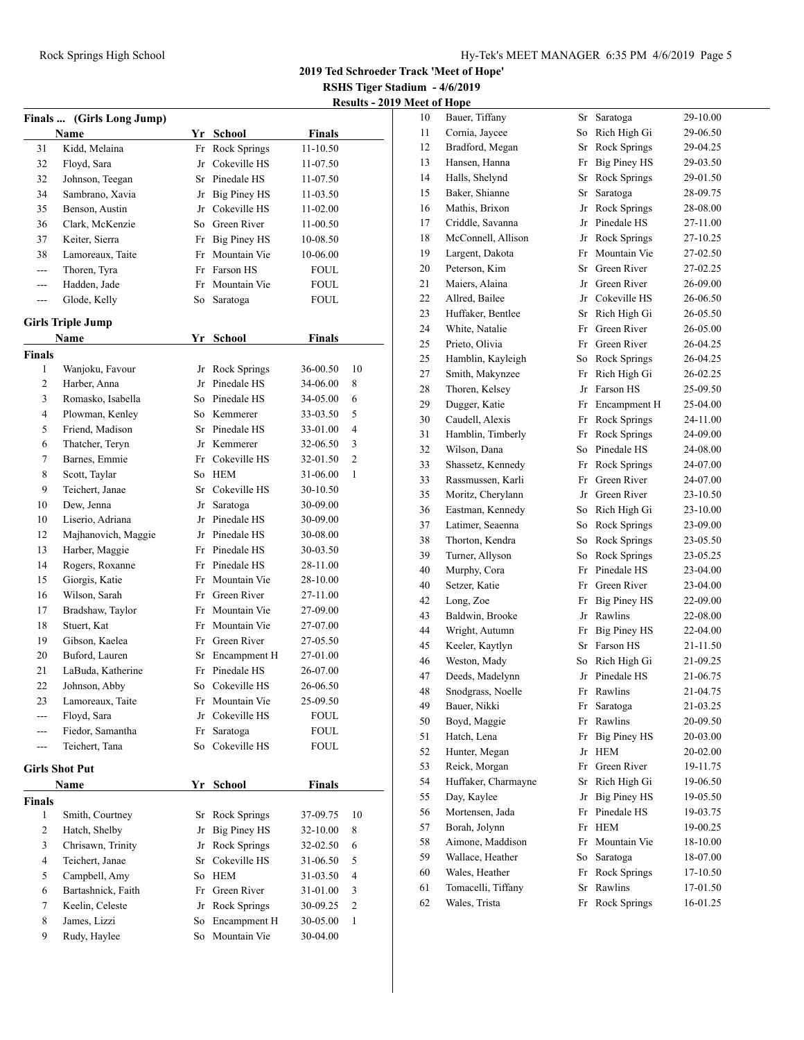## 2019 Ted Schroeder Track 'Meet of Hope'

**RSHS Tiger Stadium - 4/6/2019**

**Results - 2019 Meet of Hope**

### Finals ... (Girls Long Jump)

| | Name | Yr | School | Finals |
|---|---|---|---|---|
| 31 | Kidd, Melaina | Fr | Rock Springs | 11-10.50 |
| 32 | Floyd, Sara | Jr | Cokeville HS | 11-07.50 |
| 32 | Johnson, Teegan | Sr | Pinedale HS | 11-07.50 |
| 34 | Sambrano, Xavia | Jr | Big Piney HS | 11-03.50 |
| 35 | Benson, Austin | Jr | Cokeville HS | 11-02.00 |
| 36 | Clark, McKenzie | So | Green River | 11-00.50 |
| 37 | Keiter, Sierra | Fr | Big Piney HS | 10-08.50 |
| 38 | Lamoreaux, Taite | Fr | Mountain Vie | 10-06.00 |
| --- | Thoren, Tyra | Fr | Farson HS | FOUL |
| --- | Hadden, Jade | Fr | Mountain Vie | FOUL |
| --- | Glode, Kelly | So | Saratoga | FOUL |

### Girls Triple Jump

| | Name | Yr | School | Finals | |
|---|---|---|---|---|---|
| **Finals** | | | | | |
| 1 | Wanjoku, Favour | Jr | Rock Springs | 36-00.50 | 10 |
| 2 | Harber, Anna | Jr | Pinedale HS | 34-06.00 | 8 |
| 3 | Romasko, Isabella | So | Pinedale HS | 34-05.00 | 6 |
| 4 | Plowman, Kenley | So | Kemmerer | 33-03.50 | 5 |
| 5 | Friend, Madison | Sr | Pinedale HS | 33-01.00 | 4 |
| 6 | Thatcher, Teryn | Jr | Kemmerer | 32-06.50 | 3 |
| 7 | Barnes, Emmie | Fr | Cokeville HS | 32-01.50 | 2 |
| 8 | Scott, Taylar | So | HEM | 31-06.00 | 1 |
| 9 | Teichert, Janae | Sr | Cokeville HS | 30-10.50 | |
| 10 | Dew, Jenna | Jr | Saratoga | 30-09.00 | |
| 10 | Liserio, Adriana | Jr | Pinedale HS | 30-09.00 | |
| 12 | Majhanovich, Maggie | Jr | Pinedale HS | 30-08.00 | |
| 13 | Harber, Maggie | Fr | Pinedale HS | 30-03.50 | |
| 14 | Rogers, Roxanne | Fr | Pinedale HS | 28-11.00 | |
| 15 | Giorgis, Katie | Fr | Mountain Vie | 28-10.00 | |
| 16 | Wilson, Sarah | Fr | Green River | 27-11.00 | |
| 17 | Bradshaw, Taylor | Fr | Mountain Vie | 27-09.00 | |
| 18 | Stuert, Kat | Fr | Mountain Vie | 27-07.00 | |
| 19 | Gibson, Kaelea | Fr | Green River | 27-05.50 | |
| 20 | Buford, Lauren | Sr | Encampment H | 27-01.00 | |
| 21 | LaBuda, Katherine | Fr | Pinedale HS | 26-07.00 | |
| 22 | Johnson, Abby | So | Cokeville HS | 26-06.50 | |
| 23 | Lamoreaux, Taite | Fr | Mountain Vie | 25-09.50 | |
| --- | Floyd, Sara | Jr | Cokeville HS | FOUL | |
| --- | Fiedor, Samantha | Fr | Saratoga | FOUL | |
| --- | Teichert, Tana | So | Cokeville HS | FOUL | |

### Girls Shot Put

| | Name | Yr | School | Finals | |
|---|---|---|---|---|---|
| **Finals** | | | | | |
| 1 | Smith, Courtney | Sr | Rock Springs | 37-09.75 | 10 |
| 2 | Hatch, Shelby | Jr | Big Piney HS | 32-10.00 | 8 |
| 3 | Chrisawn, Trinity | Jr | Rock Springs | 32-02.50 | 6 |
| 4 | Teichert, Janae | Sr | Cokeville HS | 31-06.50 | 5 |
| 5 | Campbell, Amy | So | HEM | 31-03.50 | 4 |
| 6 | Bartashnick, Faith | Fr | Green River | 31-01.00 | 3 |
| 7 | Keelin, Celeste | Jr | Rock Springs | 30-09.25 | 2 |
| 8 | James, Lizzi | So | Encampment H | 30-05.00 | 1 |
| 9 | Rudy, Haylee | So | Mountain Vie | 30-04.00 | |
| 10 | Bauer, Tiffany | Sr | Saratoga | 29-10.00 | |
| 11 | Cornia, Jaycee | So | Rich High Gi | 29-06.50 | |
| 12 | Bradford, Megan | Sr | Rock Springs | 29-04.25 | |
| 13 | Hansen, Hanna | Fr | Big Piney HS | 29-03.50 | |
| 14 | Halls, Shelynd | Sr | Rock Springs | 29-01.50 | |
| 15 | Baker, Shianne | Sr | Saratoga | 28-09.75 | |
| 16 | Mathis, Brixon | Jr | Rock Springs | 28-08.00 | |
| 17 | Criddle, Savanna | Jr | Pinedale HS | 27-11.00 | |
| 18 | McConnell, Allison | Jr | Rock Springs | 27-10.25 | |
| 19 | Largent, Dakota | Fr | Mountain Vie | 27-02.50 | |
| 20 | Peterson, Kim | Sr | Green River | 27-02.25 | |
| 21 | Maiers, Alaina | Jr | Green River | 26-09.00 | |
| 22 | Allred, Bailee | Jr | Cokeville HS | 26-06.50 | |
| 23 | Huffaker, Bentlee | Sr | Rich High Gi | 26-05.50 | |
| 24 | White, Natalie | Fr | Green River | 26-05.00 | |
| 25 | Prieto, Olivia | Fr | Green River | 26-04.25 | |
| 25 | Hamblin, Kayleigh | So | Rock Springs | 26-04.25 | |
| 27 | Smith, Makynzee | Fr | Rich High Gi | 26-02.25 | |
| 28 | Thoren, Kelsey | Jr | Farson HS | 25-09.50 | |
| 29 | Dugger, Katie | Fr | Encampment H | 25-04.00 | |
| 30 | Caudell, Alexis | Fr | Rock Springs | 24-11.00 | |
| 31 | Hamblin, Timberly | Fr | Rock Springs | 24-09.00 | |
| 32 | Wilson, Dana | So | Pinedale HS | 24-08.00 | |
| 33 | Shassetz, Kennedy | Fr | Rock Springs | 24-07.00 | |
| 33 | Rassmussen, Karli | Fr | Green River | 24-07.00 | |
| 35 | Moritz, Cherylann | Jr | Green River | 23-10.50 | |
| 36 | Eastman, Kennedy | So | Rich High Gi | 23-10.00 | |
| 37 | Latimer, Seaenna | So | Rock Springs | 23-09.00 | |
| 38 | Thorton, Kendra | So | Rock Springs | 23-05.50 | |
| 39 | Turner, Allyson | So | Rock Springs | 23-05.25 | |
| 40 | Murphy, Cora | Fr | Pinedale HS | 23-04.00 | |
| 40 | Setzer, Katie | Fr | Green River | 23-04.00 | |
| 42 | Long, Zoe | Fr | Big Piney HS | 22-09.00 | |
| 43 | Baldwin, Brooke | Jr | Rawlins | 22-08.00 | |
| 44 | Wright, Autumn | Fr | Big Piney HS | 22-04.00 | |
| 45 | Keeler, Kaytlyn | Sr | Farson HS | 21-11.50 | |
| 46 | Weston, Mady | So | Rich High Gi | 21-09.25 | |
| 47 | Deeds, Madelynn | Jr | Pinedale HS | 21-06.75 | |
| 48 | Snodgrass, Noelle | Fr | Rawlins | 21-04.75 | |
| 49 | Bauer, Nikki | Fr | Saratoga | 21-03.25 | |
| 50 | Boyd, Maggie | Fr | Rawlins | 20-09.50 | |
| 51 | Hatch, Lena | Fr | Big Piney HS | 20-03.00 | |
| 52 | Hunter, Megan | Jr | HEM | 20-02.00 | |
| 53 | Reick, Morgan | Fr | Green River | 19-11.75 | |
| 54 | Huffaker, Charmayne | Sr | Rich High Gi | 19-06.50 | |
| 55 | Day, Kaylee | Jr | Big Piney HS | 19-05.50 | |
| 56 | Mortensen, Jada | Fr | Pinedale HS | 19-03.75 | |
| 57 | Borah, Jolynn | Fr | HEM | 19-00.25 | |
| 58 | Aimone, Maddison | Fr | Mountain Vie | 18-10.00 | |
| 59 | Wallace, Heather | So | Saratoga | 18-07.00 | |
| 60 | Wales, Heather | Fr | Rock Springs | 17-10.50 | |
| 61 | Tomacelli, Tiffany | Sr | Rawlins | 17-01.50 | |
| 62 | Wales, Trista | Fr | Rock Springs | 16-01.25 | |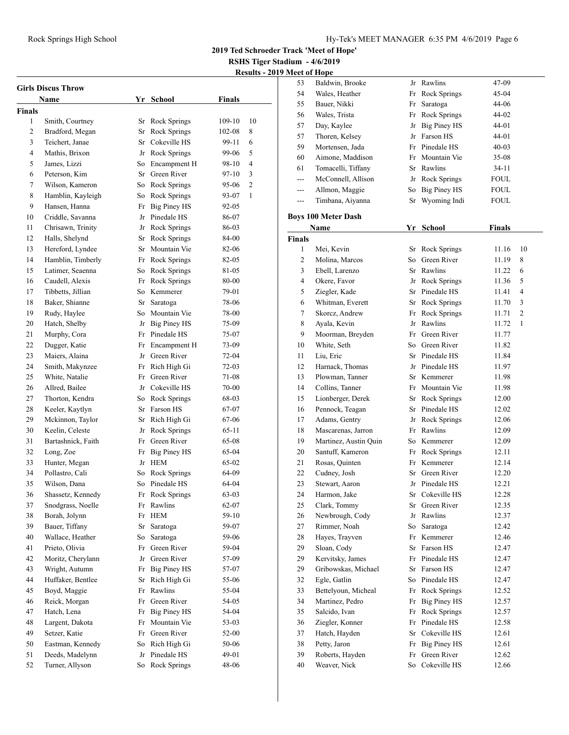## 2019 Ted Schroeder Track 'Meet of Hope'

**RSHS Tiger Stadium - 4/6/2019**

**Results - 2019 Meet of Hope**

### Girls Discus Throw

**Finals**

| | Name | Yr | School | Finals | |
|---|---|---|---|---|---|
| 1 | Smith, Courtney | Sr | Rock Springs | 109-10 | 10 |
| 2 | Bradford, Megan | Sr | Rock Springs | 102-08 | 8 |
| 3 | Teichert, Janae | Sr | Cokeville HS | 99-11 | 6 |
| 4 | Mathis, Brixon | Jr | Rock Springs | 99-06 | 5 |
| 5 | James, Lizzi | So | Encampment H | 98-10 | 4 |
| 6 | Peterson, Kim | Sr | Green River | 97-10 | 3 |
| 7 | Wilson, Kameron | So | Rock Springs | 95-06 | 2 |
| 8 | Hamblin, Kayleigh | So | Rock Springs | 93-07 | 1 |
| 9 | Hansen, Hanna | Fr | Big Piney HS | 92-05 | |
| 10 | Criddle, Savanna | Jr | Pinedale HS | 86-07 | |
| 11 | Chrisawn, Trinity | Jr | Rock Springs | 86-03 | |
| 12 | Halls, Shelynd | Sr | Rock Springs | 84-00 | |
| 13 | Hereford, Lyndee | Sr | Mountain Vie | 82-06 | |
| 14 | Hamblin, Timberly | Fr | Rock Springs | 82-05 | |
| 15 | Latimer, Seaenna | So | Rock Springs | 81-05 | |
| 16 | Caudell, Alexis | Fr | Rock Springs | 80-00 | |
| 17 | Tibbetts, Jillian | So | Kemmerer | 79-01 | |
| 18 | Baker, Shianne | Sr | Saratoga | 78-06 | |
| 19 | Rudy, Haylee | So | Mountain Vie | 78-00 | |
| 20 | Hatch, Shelby | Jr | Big Piney HS | 75-09 | |
| 21 | Murphy, Cora | Fr | Pinedale HS | 75-07 | |
| 22 | Dugger, Katie | Fr | Encampment H | 73-09 | |
| 23 | Maiers, Alaina | Jr | Green River | 72-04 | |
| 24 | Smith, Makynzee | Fr | Rich High Gi | 72-03 | |
| 25 | White, Natalie | Fr | Green River | 71-08 | |
| 26 | Allred, Bailee | Jr | Cokeville HS | 70-00 | |
| 27 | Thorton, Kendra | So | Rock Springs | 68-03 | |
| 28 | Keeler, Kaytlyn | Sr | Farson HS | 67-07 | |
| 29 | Mckinnon, Taylor | Sr | Rich High Gi | 67-06 | |
| 30 | Keelin, Celeste | Jr | Rock Springs | 65-11 | |
| 31 | Bartashnick, Faith | Fr | Green River | 65-08 | |
| 32 | Long, Zoe | Fr | Big Piney HS | 65-04 | |
| 33 | Hunter, Megan | Jr | HEM | 65-02 | |
| 34 | Pollastro, Cali | So | Rock Springs | 64-09 | |
| 35 | Wilson, Dana | So | Pinedale HS | 64-04 | |
| 36 | Shassetz, Kennedy | Fr | Rock Springs | 63-03 | |
| 37 | Snodgrass, Noelle | Fr | Rawlins | 62-07 | |
| 38 | Borah, Jolynn | Fr | HEM | 59-10 | |
| 39 | Bauer, Tiffany | Sr | Saratoga | 59-07 | |
| 40 | Wallace, Heather | So | Saratoga | 59-06 | |
| 41 | Prieto, Olivia | Fr | Green River | 59-04 | |
| 42 | Moritz, Cherylann | Jr | Green River | 57-09 | |
| 43 | Wright, Autumn | Fr | Big Piney HS | 57-07 | |
| 44 | Huffaker, Bentlee | Sr | Rich High Gi | 55-06 | |
| 45 | Boyd, Maggie | Fr | Rawlins | 55-04 | |
| 46 | Reick, Morgan | Fr | Green River | 54-05 | |
| 47 | Hatch, Lena | Fr | Big Piney HS | 54-04 | |
| 48 | Largent, Dakota | Fr | Mountain Vie | 53-03 | |
| 49 | Setzer, Katie | Fr | Green River | 52-00 | |
| 50 | Eastman, Kennedy | So | Rich High Gi | 50-06 | |
| 51 | Deeds, Madelynn | Jr | Pinedale HS | 49-01 | |
| 52 | Turner, Allyson | So | Rock Springs | 48-06 | |
| 53 | Baldwin, Brooke | Jr | Rawlins | 47-09 | |
| 54 | Wales, Heather | Fr | Rock Springs | 45-04 | |
| 55 | Bauer, Nikki | Fr | Saratoga | 44-06 | |
| 56 | Wales, Trista | Fr | Rock Springs | 44-02 | |
| 57 | Day, Kaylee | Jr | Big Piney HS | 44-01 | |
| 57 | Thoren, Kelsey | Jr | Farson HS | 44-01 | |
| 59 | Mortensen, Jada | Fr | Pinedale HS | 40-03 | |
| 60 | Aimone, Maddison | Fr | Mountain Vie | 35-08 | |
| 61 | Tomacelli, Tiffany | Sr | Rawlins | 34-11 | |
| --- | McConnell, Allison | Jr | Rock Springs | FOUL | |
| --- | Allmon, Maggie | So | Big Piney HS | FOUL | |
| --- | Timbana, Aiyanna | Sr | Wyoming Indi | FOUL | |

### Boys 100 Meter Dash

**Finals**

| | Name | Yr | School | Finals | |
|---|---|---|---|---|---|
| 1 | Mei, Kevin | Sr | Rock Springs | 11.16 | 10 |
| 2 | Molina, Marcos | So | Green River | 11.19 | 8 |
| 3 | Ebell, Larenzo | Sr | Rawlins | 11.22 | 6 |
| 4 | Okere, Favor | Jr | Rock Springs | 11.36 | 5 |
| 5 | Ziegler, Kade | Sr | Pinedale HS | 11.41 | 4 |
| 6 | Whitman, Everett | Sr | Rock Springs | 11.70 | 3 |
| 7 | Skorcz, Andrew | Fr | Rock Springs | 11.71 | 2 |
| 8 | Ayala, Kevin | Jr | Rawlins | 11.72 | 1 |
| 9 | Moorman, Breyden | Fr | Green River | 11.77 | |
| 10 | White, Seth | So | Green River | 11.82 | |
| 11 | Liu, Eric | Sr | Pinedale HS | 11.84 | |
| 12 | Harnack, Thomas | Jr | Pinedale HS | 11.97 | |
| 13 | Plowman, Tanner | Sr | Kemmerer | 11.98 | |
| 14 | Collins, Tanner | Fr | Mountain Vie | 11.98 | |
| 15 | Lionberger, Derek | Sr | Rock Springs | 12.00 | |
| 16 | Pennock, Teagan | Sr | Pinedale HS | 12.02 | |
| 17 | Adams, Gentry | Jr | Rock Springs | 12.06 | |
| 18 | Mascarenas, Jarron | Fr | Rawlins | 12.09 | |
| 19 | Martinez, Austin Quin | So | Kemmerer | 12.09 | |
| 20 | Santuff, Kameron | Fr | Rock Springs | 12.11 | |
| 21 | Rosas, Quinten | Fr | Kemmerer | 12.14 | |
| 22 | Cudney, Josh | Sr | Green River | 12.20 | |
| 23 | Stewart, Aaron | Jr | Pinedale HS | 12.21 | |
| 24 | Harmon, Jake | Sr | Cokeville HS | 12.28 | |
| 25 | Clark, Tommy | Sr | Green River | 12.35 | |
| 26 | Newbrough, Cody | Jr | Rawlins | 12.37 | |
| 27 | Rimmer, Noah | So | Saratoga | 12.42 | |
| 28 | Hayes, Trayven | Fr | Kemmerer | 12.46 | |
| 29 | Sloan, Cody | Sr | Farson HS | 12.47 | |
| 29 | Kervitsky, James | Fr | Pinedale HS | 12.47 | |
| 29 | Gribowskas, Michael | Sr | Farson HS | 12.47 | |
| 32 | Egle, Gatlin | So | Pinedale HS | 12.47 | |
| 33 | Bettelyoun, Micheal | Fr | Rock Springs | 12.52 | |
| 34 | Martinez, Pedro | Fr | Big Piney HS | 12.57 | |
| 35 | Salcido, Ivan | Fr | Rock Springs | 12.57 | |
| 36 | Ziegler, Konner | Fr | Pinedale HS | 12.58 | |
| 37 | Hatch, Hayden | Sr | Cokeville HS | 12.61 | |
| 38 | Petty, Jaron | Fr | Big Piney HS | 12.61 | |
| 39 | Roberts, Hayden | Fr | Green River | 12.62 | |
| 40 | Weaver, Nick | So | Cokeville HS | 12.66 | |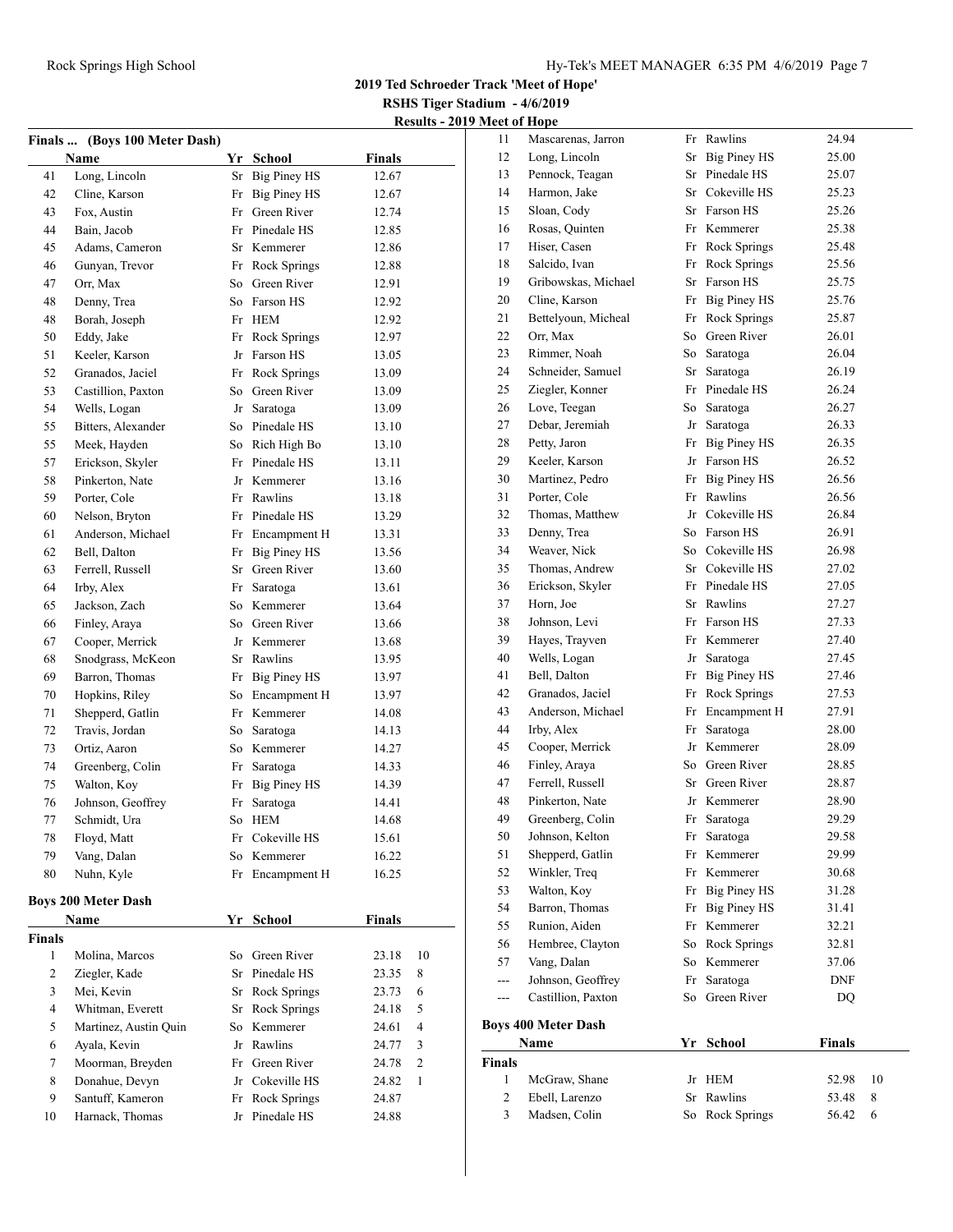## 2019 Ted Schroeder Track 'Meet of Hope'

### RSHS Tiger Stadium - 4/6/2019

### Results - 2019 Meet of Hope

**Finals ... (Boys 100 Meter Dash)**

| | Name | Yr | School | Finals |
|---|---|---|---|---|
| 41 | Long, Lincoln | Sr | Big Piney HS | 12.67 |
| 42 | Cline, Karson | Fr | Big Piney HS | 12.67 |
| 43 | Fox, Austin | Fr | Green River | 12.74 |
| 44 | Bain, Jacob | Fr | Pinedale HS | 12.85 |
| 45 | Adams, Cameron | Sr | Kemmerer | 12.86 |
| 46 | Gunyan, Trevor | Fr | Rock Springs | 12.88 |
| 47 | Orr, Max | So | Green River | 12.91 |
| 48 | Denny, Trea | So | Farson HS | 12.92 |
| 48 | Borah, Joseph | Fr | HEM | 12.92 |
| 50 | Eddy, Jake | Fr | Rock Springs | 12.97 |
| 51 | Keeler, Karson | Jr | Farson HS | 13.05 |
| 52 | Granados, Jaciel | Fr | Rock Springs | 13.09 |
| 53 | Castillion, Paxton | So | Green River | 13.09 |
| 54 | Wells, Logan | Jr | Saratoga | 13.09 |
| 55 | Bitters, Alexander | So | Pinedale HS | 13.10 |
| 55 | Meek, Hayden | So | Rich High Bo | 13.10 |
| 57 | Erickson, Skyler | Fr | Pinedale HS | 13.11 |
| 58 | Pinkerton, Nate | Jr | Kemmerer | 13.16 |
| 59 | Porter, Cole | Fr | Rawlins | 13.18 |
| 60 | Nelson, Bryton | Fr | Pinedale HS | 13.29 |
| 61 | Anderson, Michael | Fr | Encampment H | 13.31 |
| 62 | Bell, Dalton | Fr | Big Piney HS | 13.56 |
| 63 | Ferrell, Russell | Sr | Green River | 13.60 |
| 64 | Irby, Alex | Fr | Saratoga | 13.61 |
| 65 | Jackson, Zach | So | Kemmerer | 13.64 |
| 66 | Finley, Araya | So | Green River | 13.66 |
| 67 | Cooper, Merrick | Jr | Kemmerer | 13.68 |
| 68 | Snodgrass, McKeon | Sr | Rawlins | 13.95 |
| 69 | Barron, Thomas | Fr | Big Piney HS | 13.97 |
| 70 | Hopkins, Riley | So | Encampment H | 13.97 |
| 71 | Shepperd, Gatlin | Fr | Kemmerer | 14.08 |
| 72 | Travis, Jordan | So | Saratoga | 14.13 |
| 73 | Ortiz, Aaron | So | Kemmerer | 14.27 |
| 74 | Greenberg, Colin | Fr | Saratoga | 14.33 |
| 75 | Walton, Koy | Fr | Big Piney HS | 14.39 |
| 76 | Johnson, Geoffrey | Fr | Saratoga | 14.41 |
| 77 | Schmidt, Ura | So | HEM | 14.68 |
| 78 | Floyd, Matt | Fr | Cokeville HS | 15.61 |
| 79 | Vang, Dalan | So | Kemmerer | 16.22 |
| 80 | Nuhn, Kyle | Fr | Encampment H | 16.25 |

**Boys 200 Meter Dash**

| | Name | Yr | School | Finals | |
|---|---|---|---|---|---|
| **Finals** | | | | | |
| 1 | Molina, Marcos | So | Green River | 23.18 | 10 |
| 2 | Ziegler, Kade | Sr | Pinedale HS | 23.35 | 8 |
| 3 | Mei, Kevin | Sr | Rock Springs | 23.73 | 6 |
| 4 | Whitman, Everett | Sr | Rock Springs | 24.18 | 5 |
| 5 | Martinez, Austin Quin | So | Kemmerer | 24.61 | 4 |
| 6 | Ayala, Kevin | Jr | Rawlins | 24.77 | 3 |
| 7 | Moorman, Breyden | Fr | Green River | 24.78 | 2 |
| 8 | Donahue, Devyn | Jr | Cokeville HS | 24.82 | 1 |
| 9 | Santuff, Kameron | Fr | Rock Springs | 24.87 | |
| 10 | Harnack, Thomas | Jr | Pinedale HS | 24.88 | |
| 11 | Mascarenas, Jarron | Fr | Rawlins | 24.94 | |
| 12 | Long, Lincoln | Sr | Big Piney HS | 25.00 | |
| 13 | Pennock, Teagan | Sr | Pinedale HS | 25.07 | |
| 14 | Harmon, Jake | Sr | Cokeville HS | 25.23 | |
| 15 | Sloan, Cody | Sr | Farson HS | 25.26 | |
| 16 | Rosas, Quinten | Fr | Kemmerer | 25.38 | |
| 17 | Hiser, Casen | Fr | Rock Springs | 25.48 | |
| 18 | Salcido, Ivan | Fr | Rock Springs | 25.56 | |
| 19 | Gribowskas, Michael | Sr | Farson HS | 25.75 | |
| 20 | Cline, Karson | Fr | Big Piney HS | 25.76 | |
| 21 | Bettelyoun, Micheal | Fr | Rock Springs | 25.87 | |
| 22 | Orr, Max | So | Green River | 26.01 | |
| 23 | Rimmer, Noah | So | Saratoga | 26.04 | |
| 24 | Schneider, Samuel | Sr | Saratoga | 26.19 | |
| 25 | Ziegler, Konner | Fr | Pinedale HS | 26.24 | |
| 26 | Love, Teegan | So | Saratoga | 26.27 | |
| 27 | Debar, Jeremiah | Jr | Saratoga | 26.33 | |
| 28 | Petty, Jaron | Fr | Big Piney HS | 26.35 | |
| 29 | Keeler, Karson | Jr | Farson HS | 26.52 | |
| 30 | Martinez, Pedro | Fr | Big Piney HS | 26.56 | |
| 31 | Porter, Cole | Fr | Rawlins | 26.56 | |
| 32 | Thomas, Matthew | Jr | Cokeville HS | 26.84 | |
| 33 | Denny, Trea | So | Farson HS | 26.91 | |
| 34 | Weaver, Nick | So | Cokeville HS | 26.98 | |
| 35 | Thomas, Andrew | Sr | Cokeville HS | 27.02 | |
| 36 | Erickson, Skyler | Fr | Pinedale HS | 27.05 | |
| 37 | Horn, Joe | Sr | Rawlins | 27.27 | |
| 38 | Johnson, Levi | Fr | Farson HS | 27.33 | |
| 39 | Hayes, Trayven | Fr | Kemmerer | 27.40 | |
| 40 | Wells, Logan | Jr | Saratoga | 27.45 | |
| 41 | Bell, Dalton | Fr | Big Piney HS | 27.46 | |
| 42 | Granados, Jaciel | Fr | Rock Springs | 27.53 | |
| 43 | Anderson, Michael | Fr | Encampment H | 27.91 | |
| 44 | Irby, Alex | Fr | Saratoga | 28.00 | |
| 45 | Cooper, Merrick | Jr | Kemmerer | 28.09 | |
| 46 | Finley, Araya | So | Green River | 28.85 | |
| 47 | Ferrell, Russell | Sr | Green River | 28.87 | |
| 48 | Pinkerton, Nate | Jr | Kemmerer | 28.90 | |
| 49 | Greenberg, Colin | Fr | Saratoga | 29.29 | |
| 50 | Johnson, Kelton | Fr | Saratoga | 29.58 | |
| 51 | Shepperd, Gatlin | Fr | Kemmerer | 29.99 | |
| 52 | Winkler, Treq | Fr | Kemmerer | 30.68 | |
| 53 | Walton, Koy | Fr | Big Piney HS | 31.28 | |
| 54 | Barron, Thomas | Fr | Big Piney HS | 31.41 | |
| 55 | Runion, Aiden | Fr | Kemmerer | 32.21 | |
| 56 | Hembree, Clayton | So | Rock Springs | 32.81 | |
| 57 | Vang, Dalan | So | Kemmerer | 37.06 | |
| --- | Johnson, Geoffrey | Fr | Saratoga | DNF | |
| --- | Castillion, Paxton | So | Green River | DQ | |

**Boys 400 Meter Dash**

| | Name | Yr | School | Finals | |
|---|---|---|---|---|---|
| **Finals** | | | | | |
| 1 | McGraw, Shane | Jr | HEM | 52.98 | 10 |
| 2 | Ebell, Larenzo | Sr | Rawlins | 53.48 | 8 |
| 3 | Madsen, Colin | So | Rock Springs | 56.42 | 6 |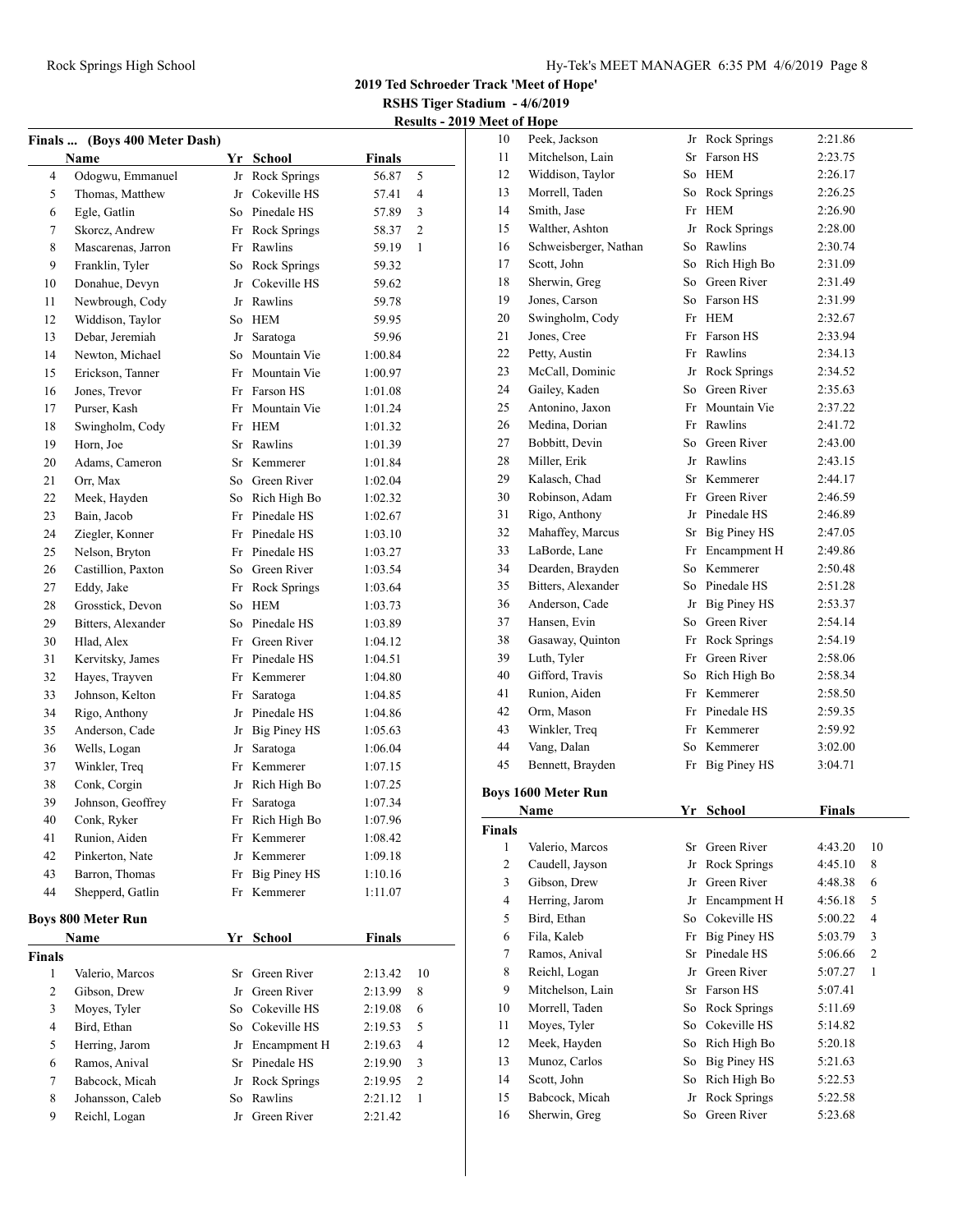## 2019 Ted Schroeder Track 'Meet of Hope'

**RSHS Tiger Stadium - 4/6/2019**

**Results - 2019 Meet of Hope**

### Finals ... (Boys 400 Meter Dash)

| | Name | Yr | School | Finals | |
|---|---|---|---|---|---|
| 4 | Odogwu, Emmanuel | Jr | Rock Springs | 56.87 | 5 |
| 5 | Thomas, Matthew | Jr | Cokeville HS | 57.41 | 4 |
| 6 | Egle, Gatlin | So | Pinedale HS | 57.89 | 3 |
| 7 | Skorcz, Andrew | Fr | Rock Springs | 58.37 | 2 |
| 8 | Mascarenas, Jarron | Fr | Rawlins | 59.19 | 1 |
| 9 | Franklin, Tyler | So | Rock Springs | 59.32 | |
| 10 | Donahue, Devyn | Jr | Cokeville HS | 59.62 | |
| 11 | Newbrough, Cody | Jr | Rawlins | 59.78 | |
| 12 | Widdison, Taylor | So | HEM | 59.95 | |
| 13 | Debar, Jeremiah | Jr | Saratoga | 59.96 | |
| 14 | Newton, Michael | So | Mountain Vie | 1:00.84 | |
| 15 | Erickson, Tanner | Fr | Mountain Vie | 1:00.97 | |
| 16 | Jones, Trevor | Fr | Farson HS | 1:01.08 | |
| 17 | Purser, Kash | Fr | Mountain Vie | 1:01.24 | |
| 18 | Swingholm, Cody | Fr | HEM | 1:01.32 | |
| 19 | Horn, Joe | Sr | Rawlins | 1:01.39 | |
| 20 | Adams, Cameron | Sr | Kemmerer | 1:01.84 | |
| 21 | Orr, Max | So | Green River | 1:02.04 | |
| 22 | Meek, Hayden | So | Rich High Bo | 1:02.32 | |
| 23 | Bain, Jacob | Fr | Pinedale HS | 1:02.67 | |
| 24 | Ziegler, Konner | Fr | Pinedale HS | 1:03.10 | |
| 25 | Nelson, Bryton | Fr | Pinedale HS | 1:03.27 | |
| 26 | Castillion, Paxton | So | Green River | 1:03.54 | |
| 27 | Eddy, Jake | Fr | Rock Springs | 1:03.64 | |
| 28 | Grosstick, Devon | So | HEM | 1:03.73 | |
| 29 | Bitters, Alexander | So | Pinedale HS | 1:03.89 | |
| 30 | Hlad, Alex | Fr | Green River | 1:04.12 | |
| 31 | Kervitsky, James | Fr | Pinedale HS | 1:04.51 | |
| 32 | Hayes, Trayven | Fr | Kemmerer | 1:04.80 | |
| 33 | Johnson, Kelton | Fr | Saratoga | 1:04.85 | |
| 34 | Rigo, Anthony | Jr | Pinedale HS | 1:04.86 | |
| 35 | Anderson, Cade | Jr | Big Piney HS | 1:05.63 | |
| 36 | Wells, Logan | Jr | Saratoga | 1:06.04 | |
| 37 | Winkler, Treq | Fr | Kemmerer | 1:07.15 | |
| 38 | Conk, Corgin | Jr | Rich High Bo | 1:07.25 | |
| 39 | Johnson, Geoffrey | Fr | Saratoga | 1:07.34 | |
| 40 | Conk, Ryker | Fr | Rich High Bo | 1:07.96 | |
| 41 | Runion, Aiden | Fr | Kemmerer | 1:08.42 | |
| 42 | Pinkerton, Nate | Jr | Kemmerer | 1:09.18 | |
| 43 | Barron, Thomas | Fr | Big Piney HS | 1:10.16 | |
| 44 | Shepperd, Gatlin | Fr | Kemmerer | 1:11.07 | |

### Boys 800 Meter Run

| | Name | Yr | School | Finals | |
|---|---|---|---|---|---|
| **Finals** | | | | | |
| 1 | Valerio, Marcos | Sr | Green River | 2:13.42 | 10 |
| 2 | Gibson, Drew | Jr | Green River | 2:13.99 | 8 |
| 3 | Moyes, Tyler | So | Cokeville HS | 2:19.08 | 6 |
| 4 | Bird, Ethan | So | Cokeville HS | 2:19.53 | 5 |
| 5 | Herring, Jarom | Jr | Encampment H | 2:19.63 | 4 |
| 6 | Ramos, Anival | Sr | Pinedale HS | 2:19.90 | 3 |
| 7 | Babcock, Micah | Jr | Rock Springs | 2:19.95 | 2 |
| 8 | Johansson, Caleb | So | Rawlins | 2:21.12 | 1 |
| 9 | Reichl, Logan | Jr | Green River | 2:21.42 | |
| 10 | Peek, Jackson | Jr | Rock Springs | 2:21.86 | |
| 11 | Mitchelson, Lain | Sr | Farson HS | 2:23.75 | |
| 12 | Widdison, Taylor | So | HEM | 2:26.17 | |
| 13 | Morrell, Taden | So | Rock Springs | 2:26.25 | |
| 14 | Smith, Jase | Fr | HEM | 2:26.90 | |
| 15 | Walther, Ashton | Jr | Rock Springs | 2:28.00 | |
| 16 | Schweisberger, Nathan | So | Rawlins | 2:30.74 | |
| 17 | Scott, John | So | Rich High Bo | 2:31.09 | |
| 18 | Sherwin, Greg | So | Green River | 2:31.49 | |
| 19 | Jones, Carson | So | Farson HS | 2:31.99 | |
| 20 | Swingholm, Cody | Fr | HEM | 2:32.67 | |
| 21 | Jones, Cree | Fr | Farson HS | 2:33.94 | |
| 22 | Petty, Austin | Fr | Rawlins | 2:34.13 | |
| 23 | McCall, Dominic | Jr | Rock Springs | 2:34.52 | |
| 24 | Gailey, Kaden | So | Green River | 2:35.63 | |
| 25 | Antonino, Jaxon | Fr | Mountain Vie | 2:37.22 | |
| 26 | Medina, Dorian | Fr | Rawlins | 2:41.72 | |
| 27 | Bobbitt, Devin | So | Green River | 2:43.00 | |
| 28 | Miller, Erik | Jr | Rawlins | 2:43.15 | |
| 29 | Kalasch, Chad | Sr | Kemmerer | 2:44.17 | |
| 30 | Robinson, Adam | Fr | Green River | 2:46.59 | |
| 31 | Rigo, Anthony | Jr | Pinedale HS | 2:46.89 | |
| 32 | Mahaffey, Marcus | Sr | Big Piney HS | 2:47.05 | |
| 33 | LaBorde, Lane | Fr | Encampment H | 2:49.86 | |
| 34 | Dearden, Brayden | So | Kemmerer | 2:50.48 | |
| 35 | Bitters, Alexander | So | Pinedale HS | 2:51.28 | |
| 36 | Anderson, Cade | Jr | Big Piney HS | 2:53.37 | |
| 37 | Hansen, Evin | So | Green River | 2:54.14 | |
| 38 | Gasaway, Quinton | Fr | Rock Springs | 2:54.19 | |
| 39 | Luth, Tyler | Fr | Green River | 2:58.06 | |
| 40 | Gifford, Travis | So | Rich High Bo | 2:58.34 | |
| 41 | Runion, Aiden | Fr | Kemmerer | 2:58.50 | |
| 42 | Orm, Mason | Fr | Pinedale HS | 2:59.35 | |
| 43 | Winkler, Treq | Fr | Kemmerer | 2:59.92 | |
| 44 | Vang, Dalan | So | Kemmerer | 3:02.00 | |
| 45 | Bennett, Brayden | Fr | Big Piney HS | 3:04.71 | |

### Boys 1600 Meter Run

| | Name | Yr | School | Finals | |
|---|---|---|---|---|---|
| **Finals** | | | | | |
| 1 | Valerio, Marcos | Sr | Green River | 4:43.20 | 10 |
| 2 | Caudell, Jayson | Jr | Rock Springs | 4:45.10 | 8 |
| 3 | Gibson, Drew | Jr | Green River | 4:48.38 | 6 |
| 4 | Herring, Jarom | Jr | Encampment H | 4:56.18 | 5 |
| 5 | Bird, Ethan | So | Cokeville HS | 5:00.22 | 4 |
| 6 | Fila, Kaleb | Fr | Big Piney HS | 5:03.79 | 3 |
| 7 | Ramos, Anival | Sr | Pinedale HS | 5:06.66 | 2 |
| 8 | Reichl, Logan | Jr | Green River | 5:07.27 | 1 |
| 9 | Mitchelson, Lain | Sr | Farson HS | 5:07.41 | |
| 10 | Morrell, Taden | So | Rock Springs | 5:11.69 | |
| 11 | Moyes, Tyler | So | Cokeville HS | 5:14.82 | |
| 12 | Meek, Hayden | So | Rich High Bo | 5:20.18 | |
| 13 | Munoz, Carlos | So | Big Piney HS | 5:21.63 | |
| 14 | Scott, John | So | Rich High Bo | 5:22.53 | |
| 15 | Babcock, Micah | Jr | Rock Springs | 5:22.58 | |
| 16 | Sherwin, Greg | So | Green River | 5:23.68 | |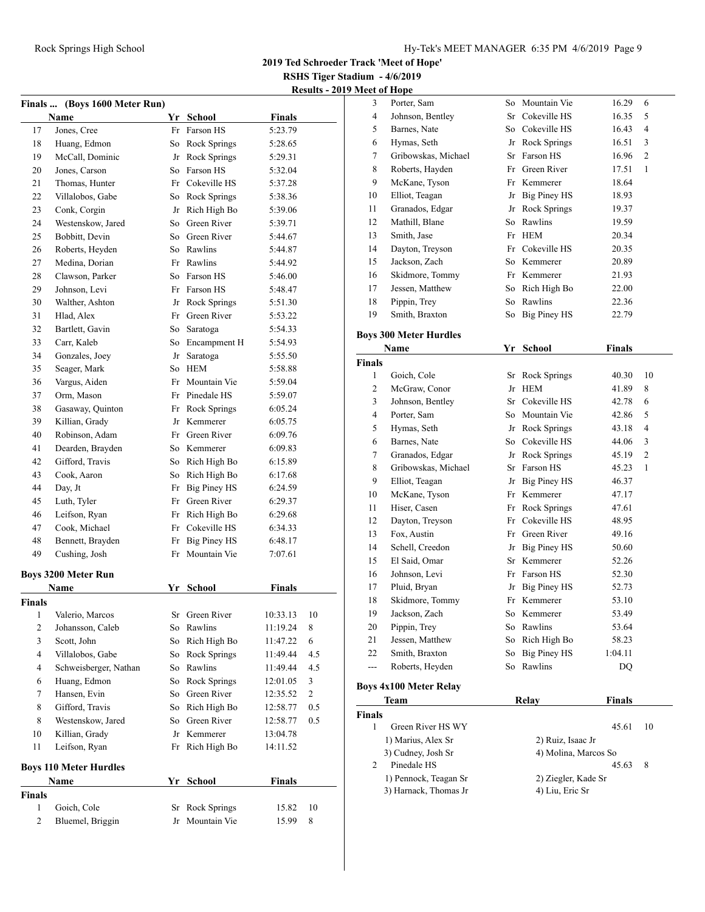## 2019 Ted Schroeder Track 'Meet of Hope'

**RSHS Tiger Stadium - 4/6/2019**

**Results - 2019 Meet of Hope**

### Finals ... (Boys 1600 Meter Run)

| | Name | Yr | School | Finals |
|---|---|---|---|---|
| 17 | Jones, Cree | Fr | Farson HS | 5:23.79 |
| 18 | Huang, Edmon | So | Rock Springs | 5:28.65 |
| 19 | McCall, Dominic | Jr | Rock Springs | 5:29.31 |
| 20 | Jones, Carson | So | Farson HS | 5:32.04 |
| 21 | Thomas, Hunter | Fr | Cokeville HS | 5:37.28 |
| 22 | Villalobos, Gabe | So | Rock Springs | 5:38.36 |
| 23 | Conk, Corgin | Jr | Rich High Bo | 5:39.06 |
| 24 | Westenskow, Jared | So | Green River | 5:39.71 |
| 25 | Bobbitt, Devin | So | Green River | 5:44.67 |
| 26 | Roberts, Heyden | So | Rawlins | 5:44.87 |
| 27 | Medina, Dorian | Fr | Rawlins | 5:44.92 |
| 28 | Clawson, Parker | So | Farson HS | 5:46.00 |
| 29 | Johnson, Levi | Fr | Farson HS | 5:48.47 |
| 30 | Walther, Ashton | Jr | Rock Springs | 5:51.30 |
| 31 | Hlad, Alex | Fr | Green River | 5:53.22 |
| 32 | Bartlett, Gavin | So | Saratoga | 5:54.33 |
| 33 | Carr, Kaleb | So | Encampment H | 5:54.93 |
| 34 | Gonzales, Joey | Jr | Saratoga | 5:55.50 |
| 35 | Seager, Mark | So | HEM | 5:58.88 |
| 36 | Vargus, Aiden | Fr | Mountain Vie | 5:59.04 |
| 37 | Orm, Mason | Fr | Pinedale HS | 5:59.07 |
| 38 | Gasaway, Quinton | Fr | Rock Springs | 6:05.24 |
| 39 | Killian, Grady | Jr | Kemmerer | 6:05.75 |
| 40 | Robinson, Adam | Fr | Green River | 6:09.76 |
| 41 | Dearden, Brayden | So | Kemmerer | 6:09.83 |
| 42 | Gifford, Travis | So | Rich High Bo | 6:15.89 |
| 43 | Cook, Aaron | So | Rich High Bo | 6:17.68 |
| 44 | Day, Jt | Fr | Big Piney HS | 6:24.59 |
| 45 | Luth, Tyler | Fr | Green River | 6:29.37 |
| 46 | Leifson, Ryan | Fr | Rich High Bo | 6:29.68 |
| 47 | Cook, Michael | Fr | Cokeville HS | 6:34.33 |
| 48 | Bennett, Brayden | Fr | Big Piney HS | 6:48.17 |
| 49 | Cushing, Josh | Fr | Mountain Vie | 7:07.61 |

### Boys 3200 Meter Run

| | Name | Yr | School | Finals | |
|---|---|---|---|---|---|
| **Finals** | | | | | |
| 1 | Valerio, Marcos | Sr | Green River | 10:33.13 | 10 |
| 2 | Johansson, Caleb | So | Rawlins | 11:19.24 | 8 |
| 3 | Scott, John | So | Rich High Bo | 11:47.22 | 6 |
| 4 | Villalobos, Gabe | So | Rock Springs | 11:49.44 | 4.5 |
| 4 | Schweisberger, Nathan | So | Rawlins | 11:49.44 | 4.5 |
| 6 | Huang, Edmon | So | Rock Springs | 12:01.05 | 3 |
| 7 | Hansen, Evin | So | Green River | 12:35.52 | 2 |
| 8 | Gifford, Travis | So | Rich High Bo | 12:58.77 | 0.5 |
| 8 | Westenskow, Jared | So | Green River | 12:58.77 | 0.5 |
| 10 | Killian, Grady | Jr | Kemmerer | 13:04.78 | |
| 11 | Leifson, Ryan | Fr | Rich High Bo | 14:11.52 | |

### Boys 110 Meter Hurdles

| | Name | Yr | School | Finals | |
|---|---|---|---|---|---|
| **Finals** | | | | | |
| 1 | Goich, Cole | Sr | Rock Springs | 15.82 | 10 |
| 2 | Bluemel, Briggin | Jr | Mountain Vie | 15.99 | 8 |
| 3 | Porter, Sam | So | Mountain Vie | 16.29 | 6 |
| 4 | Johnson, Bentley | Sr | Cokeville HS | 16.35 | 5 |
| 5 | Barnes, Nate | So | Cokeville HS | 16.43 | 4 |
| 6 | Hymas, Seth | Jr | Rock Springs | 16.51 | 3 |
| 7 | Gribowskas, Michael | Sr | Farson HS | 16.96 | 2 |
| 8 | Roberts, Hayden | Fr | Green River | 17.51 | 1 |
| 9 | McKane, Tyson | Fr | Kemmerer | 18.64 | |
| 10 | Elliot, Teagan | Jr | Big Piney HS | 18.93 | |
| 11 | Granados, Edgar | Jr | Rock Springs | 19.37 | |
| 12 | Mathill, Blane | So | Rawlins | 19.59 | |
| 13 | Smith, Jase | Fr | HEM | 20.34 | |
| 14 | Dayton, Treyson | Fr | Cokeville HS | 20.35 | |
| 15 | Jackson, Zach | So | Kemmerer | 20.89 | |
| 16 | Skidmore, Tommy | Fr | Kemmerer | 21.93 | |
| 17 | Jessen, Matthew | So | Rich High Bo | 22.00 | |
| 18 | Pippin, Trey | So | Rawlins | 22.36 | |
| 19 | Smith, Braxton | So | Big Piney HS | 22.79 | |

### Boys 300 Meter Hurdles

| | Name | Yr | School | Finals | |
|---|---|---|---|---|---|
| **Finals** | | | | | |
| 1 | Goich, Cole | Sr | Rock Springs | 40.30 | 10 |
| 2 | McGraw, Conor | Jr | HEM | 41.89 | 8 |
| 3 | Johnson, Bentley | Sr | Cokeville HS | 42.78 | 6 |
| 4 | Porter, Sam | So | Mountain Vie | 42.86 | 5 |
| 5 | Hymas, Seth | Jr | Rock Springs | 43.18 | 4 |
| 6 | Barnes, Nate | So | Cokeville HS | 44.06 | 3 |
| 7 | Granados, Edgar | Jr | Rock Springs | 45.19 | 2 |
| 8 | Gribowskas, Michael | Sr | Farson HS | 45.23 | 1 |
| 9 | Elliot, Teagan | Jr | Big Piney HS | 46.37 | |
| 10 | McKane, Tyson | Fr | Kemmerer | 47.17 | |
| 11 | Hiser, Casen | Fr | Rock Springs | 47.61 | |
| 12 | Dayton, Treyson | Fr | Cokeville HS | 48.95 | |
| 13 | Fox, Austin | Fr | Green River | 49.16 | |
| 14 | Schell, Creedon | Jr | Big Piney HS | 50.60 | |
| 15 | El Said, Omar | Sr | Kemmerer | 52.26 | |
| 16 | Johnson, Levi | Fr | Farson HS | 52.30 | |
| 17 | Pluid, Bryan | Jr | Big Piney HS | 52.73 | |
| 18 | Skidmore, Tommy | Fr | Kemmerer | 53.10 | |
| 19 | Jackson, Zach | So | Kemmerer | 53.49 | |
| 20 | Pippin, Trey | So | Rawlins | 53.64 | |
| 21 | Jessen, Matthew | So | Rich High Bo | 58.23 | |
| 22 | Smith, Braxton | So | Big Piney HS | 1:04.11 | |
| --- | Roberts, Heyden | So | Rawlins | DQ | |

### Boys 4x100 Meter Relay

| | Team | Relay | Finals | |
|---|---|---|---|---|
| **Finals** | | | | |
| 1 | Green River HS WY | | 45.61 | 10 |
| | 1) Marius, Alex Sr | 2) Ruiz, Isaac Jr | | |
| | 3) Cudney, Josh Sr | 4) Molina, Marcos So | | |
| 2 | Pinedale HS | | 45.63 | 8 |
| | 1) Pennock, Teagan Sr | 2) Ziegler, Kade Sr | | |
| | 3) Harnack, Thomas Jr | 4) Liu, Eric Sr | | |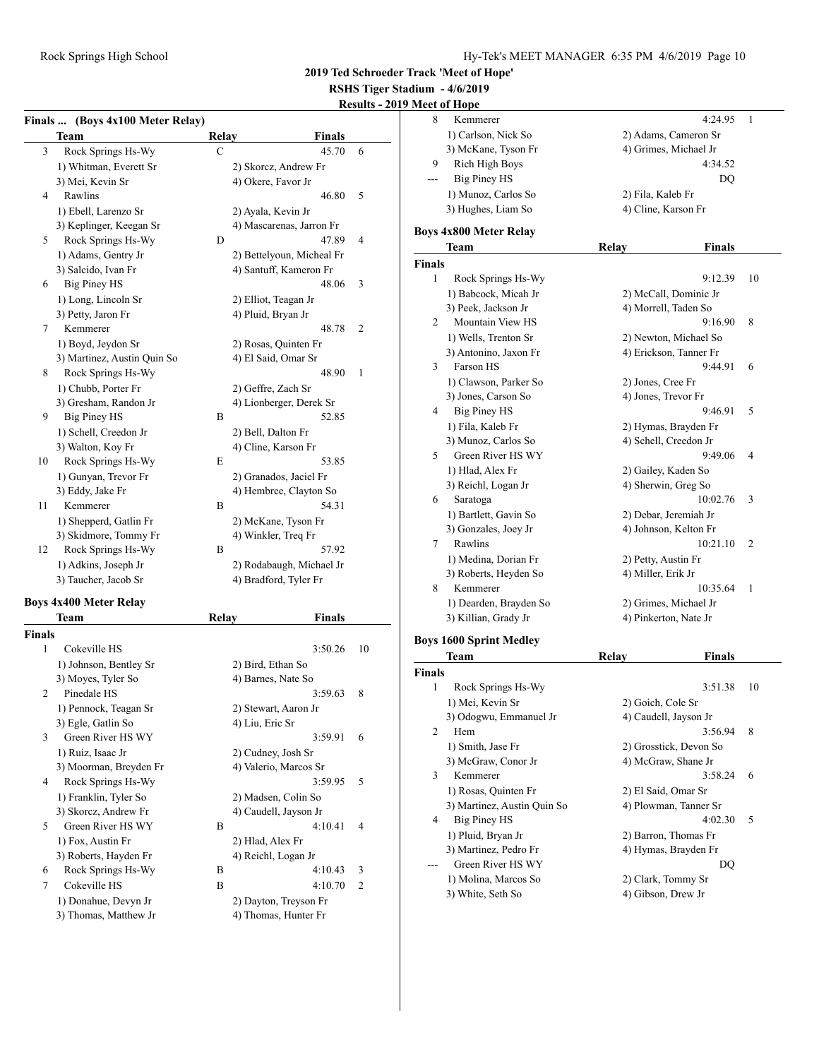## 2019 Ted Schroeder Track 'Meet of Hope'

**RSHS Tiger Stadium - 4/6/2019**

**Results - 2019 Meet of Hope**

### Finals ... (Boys 4x100 Meter Relay)

| | Team | Relay | Finals | |
|---|---|---|---|---|
| 3 | Rock Springs Hs-Wy | C | 45.70 | 6 |
| | 1) Whitman, Everett Sr | 2) Skorcz, Andrew Fr | | |
| | 3) Mei, Kevin Sr | 4) Okere, Favor Jr | | |
| 4 | Rawlins | | 46.80 | 5 |
| | 1) Ebell, Larenzo Sr | 2) Ayala, Kevin Jr | | |
| | 3) Keplinger, Keegan Sr | 4) Mascarenas, Jarron Fr | | |
| 5 | Rock Springs Hs-Wy | D | 47.89 | 4 |
| | 1) Adams, Gentry Jr | 2) Bettelyoun, Micheal Fr | | |
| | 3) Salcido, Ivan Fr | 4) Santuff, Kameron Fr | | |
| 6 | Big Piney HS | | 48.06 | 3 |
| | 1) Long, Lincoln Sr | 2) Elliot, Teagan Jr | | |
| | 3) Petty, Jaron Fr | 4) Pluid, Bryan Jr | | |
| 7 | Kemmerer | | 48.78 | 2 |
| | 1) Boyd, Jeydon Sr | 2) Rosas, Quinten Fr | | |
| | 3) Martinez, Austin Quin So | 4) El Said, Omar Sr | | |
| 8 | Rock Springs Hs-Wy | | 48.90 | 1 |
| | 1) Chubb, Porter Fr | 2) Geffre, Zach Sr | | |
| | 3) Gresham, Randon Jr | 4) Lionberger, Derek Sr | | |
| 9 | Big Piney HS | B | 52.85 | |
| | 1) Schell, Creedon Jr | 2) Bell, Dalton Fr | | |
| | 3) Walton, Koy Fr | 4) Cline, Karson Fr | | |
| 10 | Rock Springs Hs-Wy | E | 53.85 | |
| | 1) Gunyan, Trevor Fr | 2) Granados, Jaciel Fr | | |
| | 3) Eddy, Jake Fr | 4) Hembree, Clayton So | | |
| 11 | Kemmerer | B | 54.31 | |
| | 1) Shepperd, Gatlin Fr | 2) McKane, Tyson Fr | | |
| | 3) Skidmore, Tommy Fr | 4) Winkler, Treq Fr | | |
| 12 | Rock Springs Hs-Wy | B | 57.92 | |
| | 1) Adkins, Joseph Jr | 2) Rodabaugh, Michael Jr | | |
| | 3) Taucher, Jacob Sr | 4) Bradford, Tyler Fr | | |

### Boys 4x400 Meter Relay

| | Team | Relay | Finals | |
|---|---|---|---|---|
| **Finals** | | | | |
| 1 | Cokeville HS | | 3:50.26 | 10 |
| | 1) Johnson, Bentley Sr | 2) Bird, Ethan So | | |
| | 3) Moyes, Tyler So | 4) Barnes, Nate So | | |
| 2 | Pinedale HS | | 3:59.63 | 8 |
| | 1) Pennock, Teagan Sr | 2) Stewart, Aaron Jr | | |
| | 3) Egle, Gatlin So | 4) Liu, Eric Sr | | |
| 3 | Green River HS WY | | 3:59.91 | 6 |
| | 1) Ruiz, Isaac Jr | 2) Cudney, Josh Sr | | |
| | 3) Moorman, Breyden Fr | 4) Valerio, Marcos Sr | | |
| 4 | Rock Springs Hs-Wy | | 3:59.95 | 5 |
| | 1) Franklin, Tyler So | 2) Madsen, Colin So | | |
| | 3) Skorcz, Andrew Fr | 4) Caudell, Jayson Jr | | |
| 5 | Green River HS WY | B | 4:10.41 | 4 |
| | 1) Fox, Austin Fr | 2) Hlad, Alex Fr | | |
| | 3) Roberts, Hayden Fr | 4) Reichl, Logan Jr | | |
| 6 | Rock Springs Hs-Wy | B | 4:10.43 | 3 |
| 7 | Cokeville HS | B | 4:10.70 | 2 |
| | 1) Donahue, Devyn Jr | 2) Dayton, Treyson Fr | | |
| | 3) Thomas, Matthew Jr | 4) Thomas, Hunter Fr | | |
| 8 | Kemmerer | | 4:24.95 | 1 |
| | 1) Carlson, Nick So | 2) Adams, Cameron Sr | | |
| | 3) McKane, Tyson Fr | 4) Grimes, Michael Jr | | |
| 9 | Rich High Boys | | 4:34.52 | |
| --- | Big Piney HS | | DQ | |
| | 1) Munoz, Carlos So | 2) Fila, Kaleb Fr | | |
| | 3) Hughes, Liam So | 4) Cline, Karson Fr | | |

### Boys 4x800 Meter Relay

| | Team | Relay | Finals | |
|---|---|---|---|---|
| **Finals** | | | | |
| 1 | Rock Springs Hs-Wy | | 9:12.39 | 10 |
| | 1) Babcock, Micah Jr | 2) McCall, Dominic Jr | | |
| | 3) Peek, Jackson Jr | 4) Morrell, Taden So | | |
| 2 | Mountain View HS | | 9:16.90 | 8 |
| | 1) Wells, Trenton Sr | 2) Newton, Michael So | | |
| | 3) Antonino, Jaxon Fr | 4) Erickson, Tanner Fr | | |
| 3 | Farson HS | | 9:44.91 | 6 |
| | 1) Clawson, Parker So | 2) Jones, Cree Fr | | |
| | 3) Jones, Carson So | 4) Jones, Trevor Fr | | |
| 4 | Big Piney HS | | 9:46.91 | 5 |
| | 1) Fila, Kaleb Fr | 2) Hymas, Brayden Fr | | |
| | 3) Munoz, Carlos So | 4) Schell, Creedon Jr | | |
| 5 | Green River HS WY | | 9:49.06 | 4 |
| | 1) Hlad, Alex Fr | 2) Gailey, Kaden So | | |
| | 3) Reichl, Logan Jr | 4) Sherwin, Greg So | | |
| 6 | Saratoga | | 10:02.76 | 3 |
| | 1) Bartlett, Gavin So | 2) Debar, Jeremiah Jr | | |
| | 3) Gonzales, Joey Jr | 4) Johnson, Kelton Fr | | |
| 7 | Rawlins | | 10:21.10 | 2 |
| | 1) Medina, Dorian Fr | 2) Petty, Austin Fr | | |
| | 3) Roberts, Heyden So | 4) Miller, Erik Jr | | |
| 8 | Kemmerer | | 10:35.64 | 1 |
| | 1) Dearden, Brayden So | 2) Grimes, Michael Jr | | |
| | 3) Killian, Grady Jr | 4) Pinkerton, Nate Jr | | |

### Boys 1600 Sprint Medley

| | Team | Relay | Finals | |
|---|---|---|---|---|
| **Finals** | | | | |
| 1 | Rock Springs Hs-Wy | | 3:51.38 | 10 |
| | 1) Mei, Kevin Sr | 2) Goich, Cole Sr | | |
| | 3) Odogwu, Emmanuel Jr | 4) Caudell, Jayson Jr | | |
| 2 | Hem | | 3:56.94 | 8 |
| | 1) Smith, Jase Fr | 2) Grosstick, Devon So | | |
| | 3) McGraw, Conor Jr | 4) McGraw, Shane Jr | | |
| 3 | Kemmerer | | 3:58.24 | 6 |
| | 1) Rosas, Quinten Fr | 2) El Said, Omar Sr | | |
| | 3) Martinez, Austin Quin So | 4) Plowman, Tanner Sr | | |
| 4 | Big Piney HS | | 4:02.30 | 5 |
| | 1) Pluid, Bryan Jr | 2) Barron, Thomas Fr | | |
| | 3) Martinez, Pedro Fr | 4) Hymas, Brayden Fr | | |
| --- | Green River HS WY | | DQ | |
| | 1) Molina, Marcos So | 2) Clark, Tommy Sr | | |
| | 3) White, Seth So | 4) Gibson, Drew Jr | | |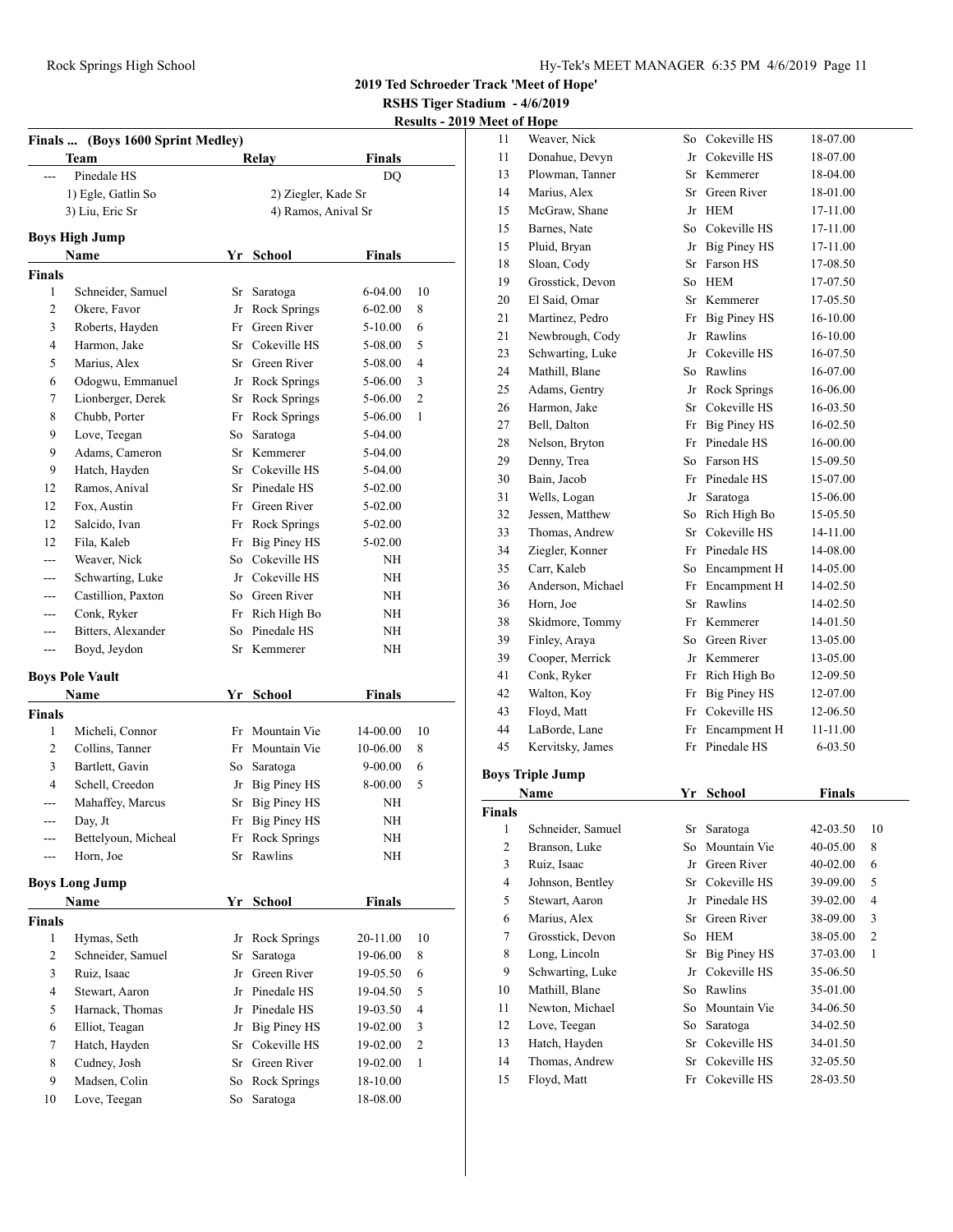## 2019 Ted Schroeder Track 'Meet of Hope'

**RSHS Tiger Stadium - 4/6/2019**

**Results - 2019 Meet of Hope**

### Finals ... (Boys 1600 Sprint Medley)

| | Team | Relay | Finals |
|---|---|---|---|
| --- | Pinedale HS | | DQ |
| | 1) Egle, Gatlin So | 2) Ziegler, Kade Sr | |
| | 3) Liu, Eric Sr | 4) Ramos, Anival Sr | |

### Boys High Jump

| | Name | Yr | School | Finals | |
|---|---|---|---|---|---|
| **Finals** | | | | | |
| 1 | Schneider, Samuel | Sr | Saratoga | 6-04.00 | 10 |
| 2 | Okere, Favor | Jr | Rock Springs | 6-02.00 | 8 |
| 3 | Roberts, Hayden | Fr | Green River | 5-10.00 | 6 |
| 4 | Harmon, Jake | Sr | Cokeville HS | 5-08.00 | 5 |
| 5 | Marius, Alex | Sr | Green River | 5-08.00 | 4 |
| 6 | Odogwu, Emmanuel | Jr | Rock Springs | 5-06.00 | 3 |
| 7 | Lionberger, Derek | Sr | Rock Springs | 5-06.00 | 2 |
| 8 | Chubb, Porter | Fr | Rock Springs | 5-06.00 | 1 |
| 9 | Love, Teegan | So | Saratoga | 5-04.00 | |
| 9 | Adams, Cameron | Sr | Kemmerer | 5-04.00 | |
| 9 | Hatch, Hayden | Sr | Cokeville HS | 5-04.00 | |
| 12 | Ramos, Anival | Sr | Pinedale HS | 5-02.00 | |
| 12 | Fox, Austin | Fr | Green River | 5-02.00 | |
| 12 | Salcido, Ivan | Fr | Rock Springs | 5-02.00 | |
| 12 | Fila, Kaleb | Fr | Big Piney HS | 5-02.00 | |
| --- | Weaver, Nick | So | Cokeville HS | NH | |
| --- | Schwarting, Luke | Jr | Cokeville HS | NH | |
| --- | Castillion, Paxton | So | Green River | NH | |
| --- | Conk, Ryker | Fr | Rich High Bo | NH | |
| --- | Bitters, Alexander | So | Pinedale HS | NH | |
| --- | Boyd, Jeydon | Sr | Kemmerer | NH | |

### Boys Pole Vault

| | Name | Yr | School | Finals | |
|---|---|---|---|---|---|
| **Finals** | | | | | |
| 1 | Micheli, Connor | Fr | Mountain Vie | 14-00.00 | 10 |
| 2 | Collins, Tanner | Fr | Mountain Vie | 10-06.00 | 8 |
| 3 | Bartlett, Gavin | So | Saratoga | 9-00.00 | 6 |
| 4 | Schell, Creedon | Jr | Big Piney HS | 8-00.00 | 5 |
| --- | Mahaffey, Marcus | Sr | Big Piney HS | NH | |
| --- | Day, Jt | Fr | Big Piney HS | NH | |
| --- | Bettelyoun, Micheal | Fr | Rock Springs | NH | |
| --- | Horn, Joe | Sr | Rawlins | NH | |

### Boys Long Jump

| | Name | Yr | School | Finals | |
|---|---|---|---|---|---|
| **Finals** | | | | | |
| 1 | Hymas, Seth | Jr | Rock Springs | 20-11.00 | 10 |
| 2 | Schneider, Samuel | Sr | Saratoga | 19-06.00 | 8 |
| 3 | Ruiz, Isaac | Jr | Green River | 19-05.50 | 6 |
| 4 | Stewart, Aaron | Jr | Pinedale HS | 19-04.50 | 5 |
| 5 | Harnack, Thomas | Jr | Pinedale HS | 19-03.50 | 4 |
| 6 | Elliot, Teagan | Jr | Big Piney HS | 19-02.00 | 3 |
| 7 | Hatch, Hayden | Sr | Cokeville HS | 19-02.00 | 2 |
| 8 | Cudney, Josh | Sr | Green River | 19-02.00 | 1 |
| 9 | Madsen, Colin | So | Rock Springs | 18-10.00 | |
| 10 | Love, Teegan | So | Saratoga | 18-08.00 | |
| 11 | Weaver, Nick | So | Cokeville HS | 18-07.00 | |
| 11 | Donahue, Devyn | Jr | Cokeville HS | 18-07.00 | |
| 13 | Plowman, Tanner | Sr | Kemmerer | 18-04.00 | |
| 14 | Marius, Alex | Sr | Green River | 18-01.00 | |
| 15 | McGraw, Shane | Jr | HEM | 17-11.00 | |
| 15 | Barnes, Nate | So | Cokeville HS | 17-11.00 | |
| 15 | Pluid, Bryan | Jr | Big Piney HS | 17-11.00 | |
| 18 | Sloan, Cody | Sr | Farson HS | 17-08.50 | |
| 19 | Grosstick, Devon | So | HEM | 17-07.50 | |
| 20 | El Said, Omar | Sr | Kemmerer | 17-05.50 | |
| 21 | Martinez, Pedro | Fr | Big Piney HS | 16-10.00 | |
| 21 | Newbrough, Cody | Jr | Rawlins | 16-10.00 | |
| 23 | Schwarting, Luke | Jr | Cokeville HS | 16-07.50 | |
| 24 | Mathill, Blane | So | Rawlins | 16-07.00 | |
| 25 | Adams, Gentry | Jr | Rock Springs | 16-06.00 | |
| 26 | Harmon, Jake | Sr | Cokeville HS | 16-03.50 | |
| 27 | Bell, Dalton | Fr | Big Piney HS | 16-02.50 | |
| 28 | Nelson, Bryton | Fr | Pinedale HS | 16-00.00 | |
| 29 | Denny, Trea | So | Farson HS | 15-09.50 | |
| 30 | Bain, Jacob | Fr | Pinedale HS | 15-07.00 | |
| 31 | Wells, Logan | Jr | Saratoga | 15-06.00 | |
| 32 | Jessen, Matthew | So | Rich High Bo | 15-05.50 | |
| 33 | Thomas, Andrew | Sr | Cokeville HS | 14-11.00 | |
| 34 | Ziegler, Konner | Fr | Pinedale HS | 14-08.00 | |
| 35 | Carr, Kaleb | So | Encampment H | 14-05.00 | |
| 36 | Anderson, Michael | Fr | Encampment H | 14-02.50 | |
| 36 | Horn, Joe | Sr | Rawlins | 14-02.50 | |
| 38 | Skidmore, Tommy | Fr | Kemmerer | 14-01.50 | |
| 39 | Finley, Araya | So | Green River | 13-05.00 | |
| 39 | Cooper, Merrick | Jr | Kemmerer | 13-05.00 | |
| 41 | Conk, Ryker | Fr | Rich High Bo | 12-09.50 | |
| 42 | Walton, Koy | Fr | Big Piney HS | 12-07.00 | |
| 43 | Floyd, Matt | Fr | Cokeville HS | 12-06.50 | |
| 44 | LaBorde, Lane | Fr | Encampment H | 11-11.00 | |
| 45 | Kervitsky, James | Fr | Pinedale HS | 6-03.50 | |

### Boys Triple Jump

| | Name | Yr | School | Finals | |
|---|---|---|---|---|---|
| **Finals** | | | | | |
| 1 | Schneider, Samuel | Sr | Saratoga | 42-03.50 | 10 |
| 2 | Branson, Luke | So | Mountain Vie | 40-05.00 | 8 |
| 3 | Ruiz, Isaac | Jr | Green River | 40-02.00 | 6 |
| 4 | Johnson, Bentley | Sr | Cokeville HS | 39-09.00 | 5 |
| 5 | Stewart, Aaron | Jr | Pinedale HS | 39-02.00 | 4 |
| 6 | Marius, Alex | Sr | Green River | 38-09.00 | 3 |
| 7 | Grosstick, Devon | So | HEM | 38-05.00 | 2 |
| 8 | Long, Lincoln | Sr | Big Piney HS | 37-03.00 | 1 |
| 9 | Schwarting, Luke | Jr | Cokeville HS | 35-06.50 | |
| 10 | Mathill, Blane | So | Rawlins | 35-01.00 | |
| 11 | Newton, Michael | So | Mountain Vie | 34-06.50 | |
| 12 | Love, Teegan | So | Saratoga | 34-02.50 | |
| 13 | Hatch, Hayden | Sr | Cokeville HS | 34-01.50 | |
| 14 | Thomas, Andrew | Sr | Cokeville HS | 32-05.50 | |
| 15 | Floyd, Matt | Fr | Cokeville HS | 28-03.50 | |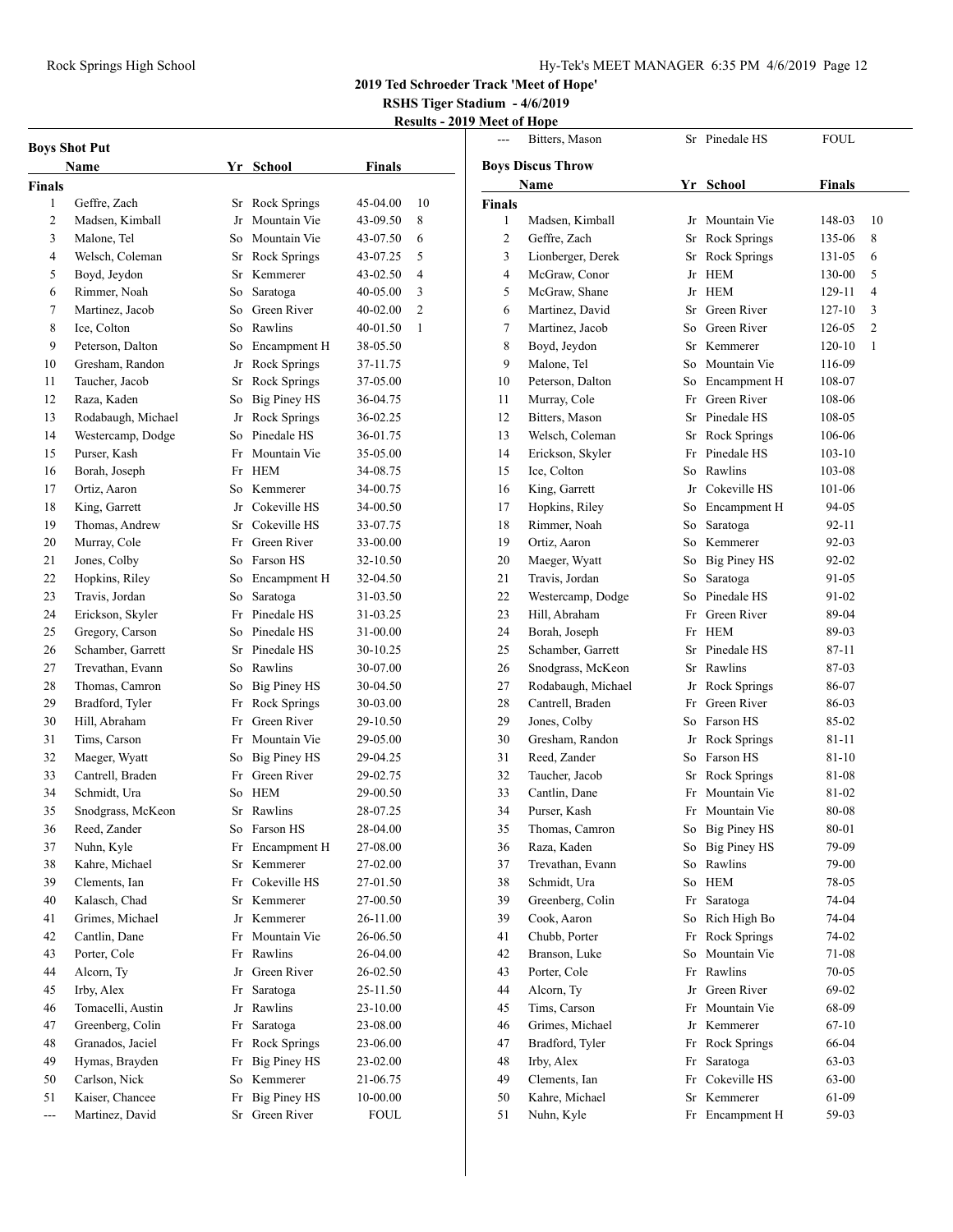**2019 Ted Schroeder Track 'Meet of Hope'**

**RSHS Tiger Stadium - 4/6/2019**

**Results - 2019 Meet of Hope**

## Boys Shot Put

| | Name | Yr | School | Finals | |
|---|---|---|---|---|---|
| **Finals** | | | | | |
| 1 | Geffre, Zach | Sr | Rock Springs | 45-04.00 | 10 |
| 2 | Madsen, Kimball | Jr | Mountain Vie | 43-09.50 | 8 |
| 3 | Malone, Tel | So | Mountain Vie | 43-07.50 | 6 |
| 4 | Welsch, Coleman | Sr | Rock Springs | 43-07.25 | 5 |
| 5 | Boyd, Jeydon | Sr | Kemmerer | 43-02.50 | 4 |
| 6 | Rimmer, Noah | So | Saratoga | 40-05.00 | 3 |
| 7 | Martinez, Jacob | So | Green River | 40-02.00 | 2 |
| 8 | Ice, Colton | So | Rawlins | 40-01.50 | 1 |
| 9 | Peterson, Dalton | So | Encampment H | 38-05.50 | |
| 10 | Gresham, Randon | Jr | Rock Springs | 37-11.75 | |
| 11 | Taucher, Jacob | Sr | Rock Springs | 37-05.00 | |
| 12 | Raza, Kaden | So | Big Piney HS | 36-04.75 | |
| 13 | Rodabaugh, Michael | Jr | Rock Springs | 36-02.25 | |
| 14 | Westercamp, Dodge | So | Pinedale HS | 36-01.75 | |
| 15 | Purser, Kash | Fr | Mountain Vie | 35-05.00 | |
| 16 | Borah, Joseph | Fr | HEM | 34-08.75 | |
| 17 | Ortiz, Aaron | So | Kemmerer | 34-00.75 | |
| 18 | King, Garrett | Jr | Cokeville HS | 34-00.50 | |
| 19 | Thomas, Andrew | Sr | Cokeville HS | 33-07.75 | |
| 20 | Murray, Cole | Fr | Green River | 33-00.00 | |
| 21 | Jones, Colby | So | Farson HS | 32-10.50 | |
| 22 | Hopkins, Riley | So | Encampment H | 32-04.50 | |
| 23 | Travis, Jordan | So | Saratoga | 31-03.50 | |
| 24 | Erickson, Skyler | Fr | Pinedale HS | 31-03.25 | |
| 25 | Gregory, Carson | So | Pinedale HS | 31-00.00 | |
| 26 | Schamber, Garrett | Sr | Pinedale HS | 30-10.25 | |
| 27 | Trevathan, Evann | So | Rawlins | 30-07.00 | |
| 28 | Thomas, Camron | So | Big Piney HS | 30-04.50 | |
| 29 | Bradford, Tyler | Fr | Rock Springs | 30-03.00 | |
| 30 | Hill, Abraham | Fr | Green River | 29-10.50 | |
| 31 | Tims, Carson | Fr | Mountain Vie | 29-05.00 | |
| 32 | Maeger, Wyatt | So | Big Piney HS | 29-04.25 | |
| 33 | Cantrell, Braden | Fr | Green River | 29-02.75 | |
| 34 | Schmidt, Ura | So | HEM | 29-00.50 | |
| 35 | Snodgrass, McKeon | Sr | Rawlins | 28-07.25 | |
| 36 | Reed, Zander | So | Farson HS | 28-04.00 | |
| 37 | Nuhn, Kyle | Fr | Encampment H | 27-08.00 | |
| 38 | Kahre, Michael | Sr | Kemmerer | 27-02.00 | |
| 39 | Clements, Ian | Fr | Cokeville HS | 27-01.50 | |
| 40 | Kalasch, Chad | Sr | Kemmerer | 27-00.50 | |
| 41 | Grimes, Michael | Jr | Kemmerer | 26-11.00 | |
| 42 | Cantlin, Dane | Fr | Mountain Vie | 26-06.50 | |
| 43 | Porter, Cole | Fr | Rawlins | 26-04.00 | |
| 44 | Alcorn, Ty | Jr | Green River | 26-02.50 | |
| 45 | Irby, Alex | Fr | Saratoga | 25-11.50 | |
| 46 | Tomacelli, Austin | Jr | Rawlins | 23-10.00 | |
| 47 | Greenberg, Colin | Fr | Saratoga | 23-08.00 | |
| 48 | Granados, Jaciel | Fr | Rock Springs | 23-06.00 | |
| 49 | Hymas, Brayden | Fr | Big Piney HS | 23-02.00 | |
| 50 | Carlson, Nick | So | Kemmerer | 21-06.75 | |
| 51 | Kaiser, Chancee | Fr | Big Piney HS | 10-00.00 | |
| --- | Martinez, David | Sr | Green River | FOUL | |
| --- | Bitters, Mason | Sr | Pinedale HS | FOUL | |

## Boys Discus Throw

| | Name | Yr | School | Finals | |
|---|---|---|---|---|---|
| **Finals** | | | | | |
| 1 | Madsen, Kimball | Jr | Mountain Vie | 148-03 | 10 |
| 2 | Geffre, Zach | Sr | Rock Springs | 135-06 | 8 |
| 3 | Lionberger, Derek | Sr | Rock Springs | 131-05 | 6 |
| 4 | McGraw, Conor | Jr | HEM | 130-00 | 5 |
| 5 | McGraw, Shane | Jr | HEM | 129-11 | 4 |
| 6 | Martinez, David | Sr | Green River | 127-10 | 3 |
| 7 | Martinez, Jacob | So | Green River | 126-05 | 2 |
| 8 | Boyd, Jeydon | Sr | Kemmerer | 120-10 | 1 |
| 9 | Malone, Tel | So | Mountain Vie | 116-09 | |
| 10 | Peterson, Dalton | So | Encampment H | 108-07 | |
| 11 | Murray, Cole | Fr | Green River | 108-06 | |
| 12 | Bitters, Mason | Sr | Pinedale HS | 108-05 | |
| 13 | Welsch, Coleman | Sr | Rock Springs | 106-06 | |
| 14 | Erickson, Skyler | Fr | Pinedale HS | 103-10 | |
| 15 | Ice, Colton | So | Rawlins | 103-08 | |
| 16 | King, Garrett | Jr | Cokeville HS | 101-06 | |
| 17 | Hopkins, Riley | So | Encampment H | 94-05 | |
| 18 | Rimmer, Noah | So | Saratoga | 92-11 | |
| 19 | Ortiz, Aaron | So | Kemmerer | 92-03 | |
| 20 | Maeger, Wyatt | So | Big Piney HS | 92-02 | |
| 21 | Travis, Jordan | So | Saratoga | 91-05 | |
| 22 | Westercamp, Dodge | So | Pinedale HS | 91-02 | |
| 23 | Hill, Abraham | Fr | Green River | 89-04 | |
| 24 | Borah, Joseph | Fr | HEM | 89-03 | |
| 25 | Schamber, Garrett | Sr | Pinedale HS | 87-11 | |
| 26 | Snodgrass, McKeon | Sr | Rawlins | 87-03 | |
| 27 | Rodabaugh, Michael | Jr | Rock Springs | 86-07 | |
| 28 | Cantrell, Braden | Fr | Green River | 86-03 | |
| 29 | Jones, Colby | So | Farson HS | 85-02 | |
| 30 | Gresham, Randon | Jr | Rock Springs | 81-11 | |
| 31 | Reed, Zander | So | Farson HS | 81-10 | |
| 32 | Taucher, Jacob | Sr | Rock Springs | 81-08 | |
| 33 | Cantlin, Dane | Fr | Mountain Vie | 81-02 | |
| 34 | Purser, Kash | Fr | Mountain Vie | 80-08 | |
| 35 | Thomas, Camron | So | Big Piney HS | 80-01 | |
| 36 | Raza, Kaden | So | Big Piney HS | 79-09 | |
| 37 | Trevathan, Evann | So | Rawlins | 79-00 | |
| 38 | Schmidt, Ura | So | HEM | 78-05 | |
| 39 | Greenberg, Colin | Fr | Saratoga | 74-04 | |
| 39 | Cook, Aaron | So | Rich High Bo | 74-04 | |
| 41 | Chubb, Porter | Fr | Rock Springs | 74-02 | |
| 42 | Branson, Luke | So | Mountain Vie | 71-08 | |
| 43 | Porter, Cole | Fr | Rawlins | 70-05 | |
| 44 | Alcorn, Ty | Jr | Green River | 69-02 | |
| 45 | Tims, Carson | Fr | Mountain Vie | 68-09 | |
| 46 | Grimes, Michael | Jr | Kemmerer | 67-10 | |
| 47 | Bradford, Tyler | Fr | Rock Springs | 66-04 | |
| 48 | Irby, Alex | Fr | Saratoga | 63-03 | |
| 49 | Clements, Ian | Fr | Cokeville HS | 63-00 | |
| 50 | Kahre, Michael | Sr | Kemmerer | 61-09 | |
| 51 | Nuhn, Kyle | Fr | Encampment H | 59-03 | |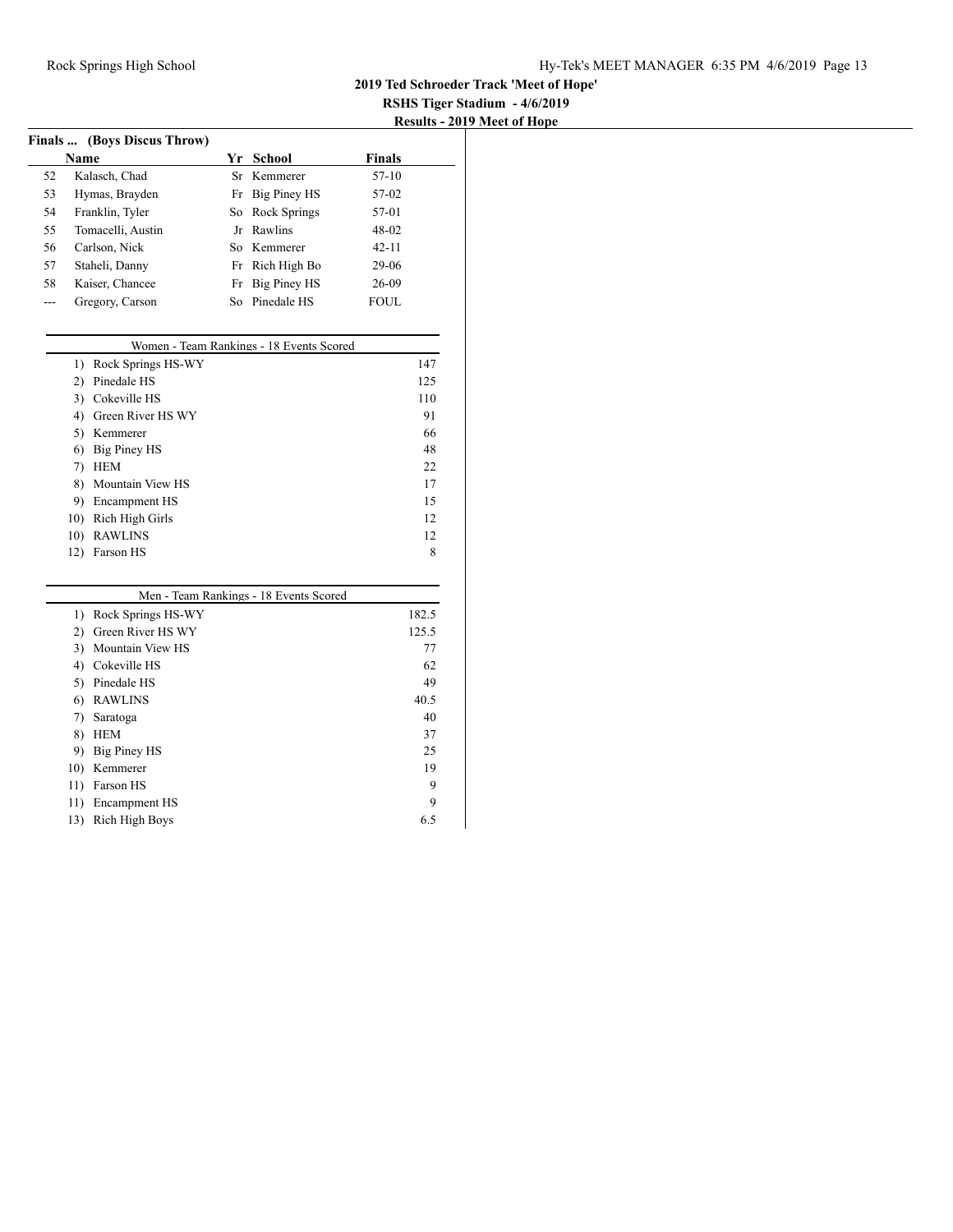## Finals ... (Boys Discus Throw)

| | Name | Yr | School | Finals |
|---|---|---|---|---|
| 52 | Kalasch, Chad | Sr | Kemmerer | 57-10 |
| 53 | Hymas, Brayden | Fr | Big Piney HS | 57-02 |
| 54 | Franklin, Tyler | So | Rock Springs | 57-01 |
| 55 | Tomacelli, Austin | Jr | Rawlins | 48-02 |
| 56 | Carlson, Nick | So | Kemmerer | 42-11 |
| 57 | Staheli, Danny | Fr | Rich High Bo | 29-06 |
| 58 | Kaiser, Chancee | Fr | Big Piney HS | 26-09 |
| --- | Gregory, Carson | So | Pinedale HS | FOUL |

### Women - Team Rankings - 18 Events Scored

| | | |
|---|---|---|
| 1) | Rock Springs HS-WY | 147 |
| 2) | Pinedale HS | 125 |
| 3) | Cokeville HS | 110 |
| 4) | Green River HS WY | 91 |
| 5) | Kemmerer | 66 |
| 6) | Big Piney HS | 48 |
| 7) | HEM | 22 |
| 8) | Mountain View HS | 17 |
| 9) | Encampment HS | 15 |
| 10) | Rich High Girls | 12 |
| 10) | RAWLINS | 12 |
| 12) | Farson HS | 8 |

### Men - Team Rankings - 18 Events Scored

| | | |
|---|---|---|
| 1) | Rock Springs HS-WY | 182.5 |
| 2) | Green River HS WY | 125.5 |
| 3) | Mountain View HS | 77 |
| 4) | Cokeville HS | 62 |
| 5) | Pinedale HS | 49 |
| 6) | RAWLINS | 40.5 |
| 7) | Saratoga | 40 |
| 8) | HEM | 37 |
| 9) | Big Piney HS | 25 |
| 10) | Kemmerer | 19 |
| 11) | Farson HS | 9 |
| 11) | Encampment HS | 9 |
| 13) | Rich High Boys | 6.5 |